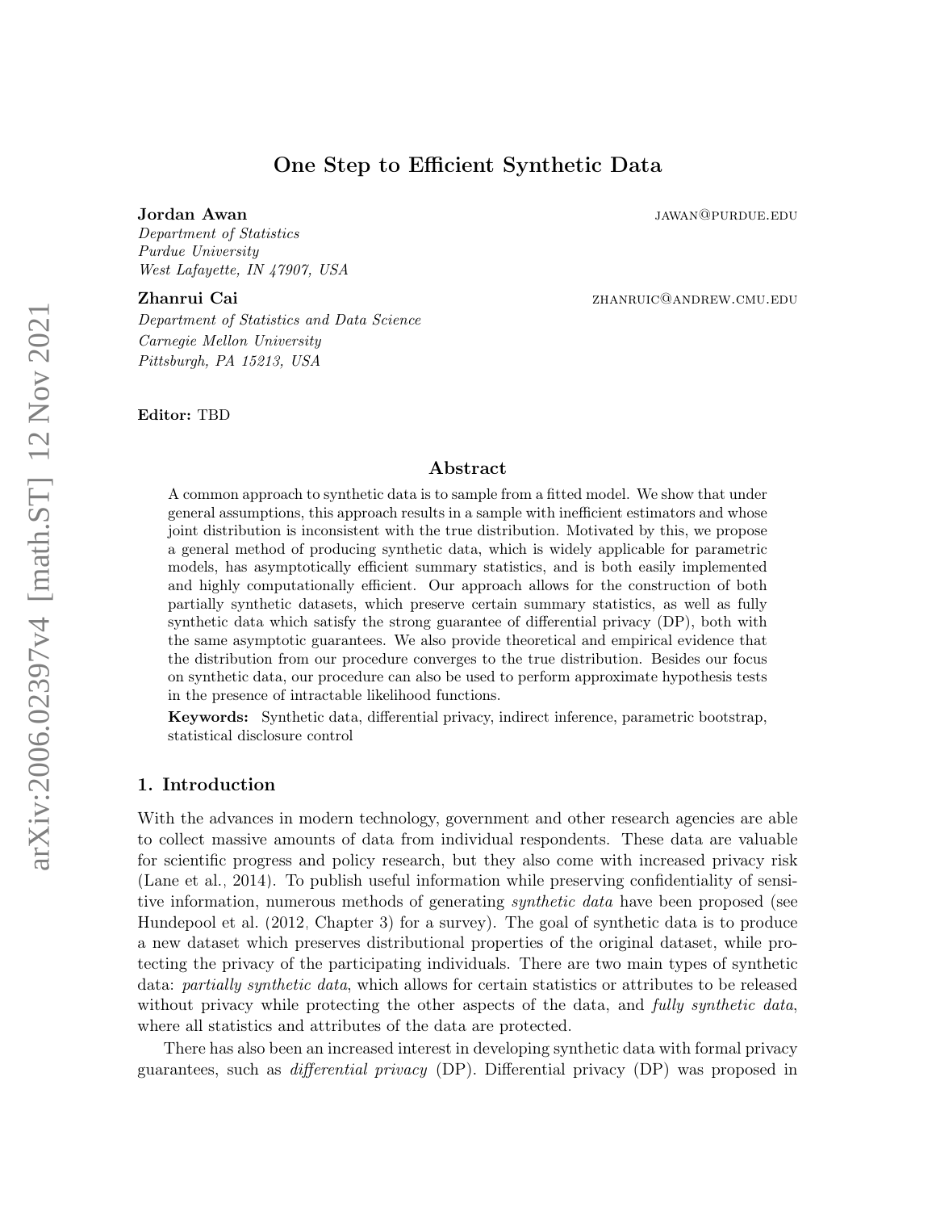# One Step to Efficient Synthetic Data

**Jordan Awan** JAWAN@PURDUE.EDU

*Department of Statistics*
*Purdue University*
*West Lafayette, IN 47907, USA*

**Zhanrui Cai** ZHANRUIC@ANDREW.CMU.EDU

*Department of Statistics and Data Science*
*Carnegie Mellon University*
*Pittsburgh, PA 15213, USA*

**Editor:** TBD

## Abstract

A common approach to synthetic data is to sample from a fitted model. We show that under general assumptions, this approach results in a sample with inefficient estimators and whose joint distribution is inconsistent with the true distribution. Motivated by this, we propose a general method of producing synthetic data, which is widely applicable for parametric models, has asymptotically efficient summary statistics, and is both easily implemented and highly computationally efficient. Our approach allows for the construction of both partially synthetic datasets, which preserve certain summary statistics, as well as fully synthetic data which satisfy the strong guarantee of differential privacy (DP), both with the same asymptotic guarantees. We also provide theoretical and empirical evidence that the distribution from our procedure converges to the true distribution. Besides our focus on synthetic data, our procedure can also be used to perform approximate hypothesis tests in the presence of intractable likelihood functions.

**Keywords:** Synthetic data, differential privacy, indirect inference, parametric bootstrap, statistical disclosure control

## 1. Introduction

With the advances in modern technology, government and other research agencies are able to collect massive amounts of data from individual respondents. These data are valuable for scientific progress and policy research, but they also come with increased privacy risk (Lane et al., 2014). To publish useful information while preserving confidentiality of sensitive information, numerous methods of generating *synthetic data* have been proposed (see Hundepool et al. (2012, Chapter 3) for a survey). The goal of synthetic data is to produce a new dataset which preserves distributional properties of the original dataset, while protecting the privacy of the participating individuals. There are two main types of synthetic data: *partially synthetic data*, which allows for certain statistics or attributes to be released without privacy while protecting the other aspects of the data, and *fully synthetic data*, where all statistics and attributes of the data are protected.

There has also been an increased interest in developing synthetic data with formal privacy guarantees, such as *differential privacy* (DP). Differential privacy (DP) was proposed in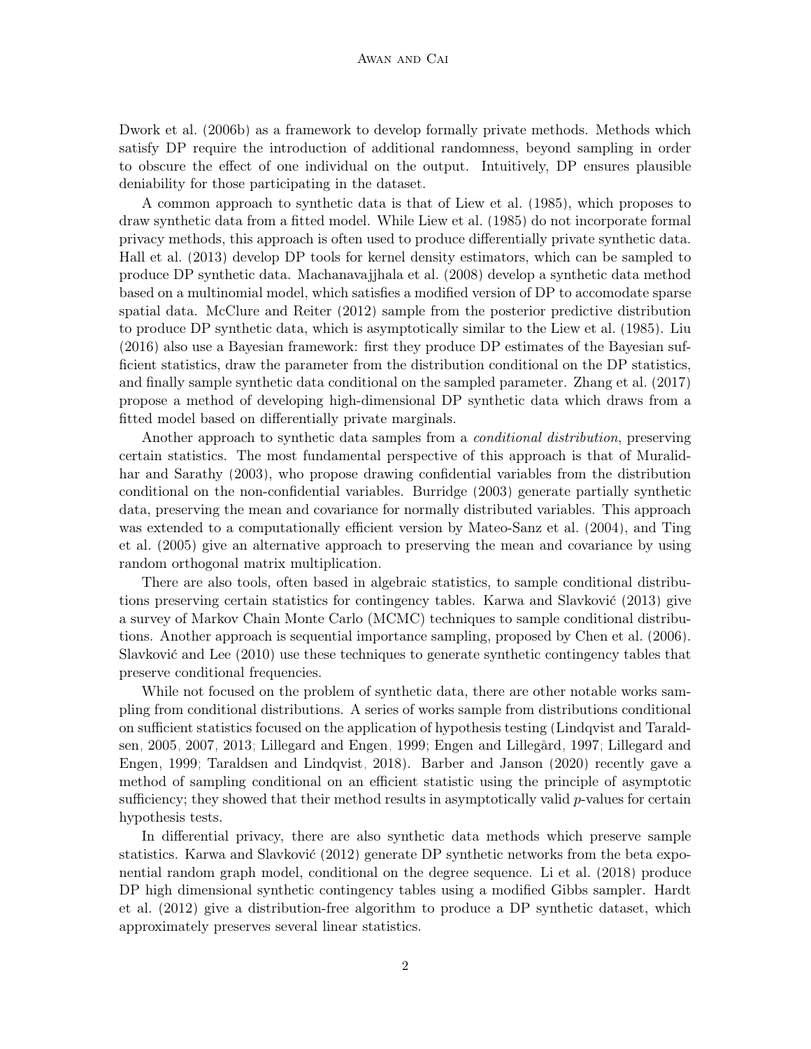Dwork et al. (2006b) as a framework to develop formally private methods. Methods which satisfy DP require the introduction of additional randomness, beyond sampling in order to obscure the effect of one individual on the output. Intuitively, DP ensures plausible deniability for those participating in the dataset.

A common approach to synthetic data is that of Liew et al. (1985), which proposes to draw synthetic data from a fitted model. While Liew et al. (1985) do not incorporate formal privacy methods, this approach is often used to produce differentially private synthetic data. Hall et al. (2013) develop DP tools for kernel density estimators, which can be sampled to produce DP synthetic data. Machanavajjhala et al. (2008) develop a synthetic data method based on a multinomial model, which satisfies a modified version of DP to accomodate sparse spatial data. McClure and Reiter (2012) sample from the posterior predictive distribution to produce DP synthetic data, which is asymptotically similar to the Liew et al. (1985). Liu (2016) also use a Bayesian framework: first they produce DP estimates of the Bayesian sufficient statistics, draw the parameter from the distribution conditional on the DP statistics, and finally sample synthetic data conditional on the sampled parameter. Zhang et al. (2017) propose a method of developing high-dimensional DP synthetic data which draws from a fitted model based on differentially private marginals.

Another approach to synthetic data samples from a *conditional distribution*, preserving certain statistics. The most fundamental perspective of this approach is that of Muralidhar and Sarathy (2003), who propose drawing confidential variables from the distribution conditional on the non-confidential variables. Burridge (2003) generate partially synthetic data, preserving the mean and covariance for normally distributed variables. This approach was extended to a computationally efficient version by Mateo-Sanz et al. (2004), and Ting et al. (2005) give an alternative approach to preserving the mean and covariance by using random orthogonal matrix multiplication.

There are also tools, often based in algebraic statistics, to sample conditional distributions preserving certain statistics for contingency tables. Karwa and Slavković (2013) give a survey of Markov Chain Monte Carlo (MCMC) techniques to sample conditional distributions. Another approach is sequential importance sampling, proposed by Chen et al. (2006). Slavković and Lee (2010) use these techniques to generate synthetic contingency tables that preserve conditional frequencies.

While not focused on the problem of synthetic data, there are other notable works sampling from conditional distributions. A series of works sample from distributions conditional on sufficient statistics focused on the application of hypothesis testing (Lindqvist and Taraldsen, 2005, 2007, 2013; Lillegard and Engen, 1999; Engen and Lillegård, 1997; Lillegard and Engen, 1999; Taraldsen and Lindqvist, 2018). Barber and Janson (2020) recently gave a method of sampling conditional on an efficient statistic using the principle of asymptotic sufficiency; they showed that their method results in asymptotically valid $p$-values for certain hypothesis tests.

In differential privacy, there are also synthetic data methods which preserve sample statistics. Karwa and Slavković (2012) generate DP synthetic networks from the beta exponential random graph model, conditional on the degree sequence. Li et al. (2018) produce DP high dimensional synthetic contingency tables using a modified Gibbs sampler. Hardt et al. (2012) give a distribution-free algorithm to produce a DP synthetic dataset, which approximately preserves several linear statistics.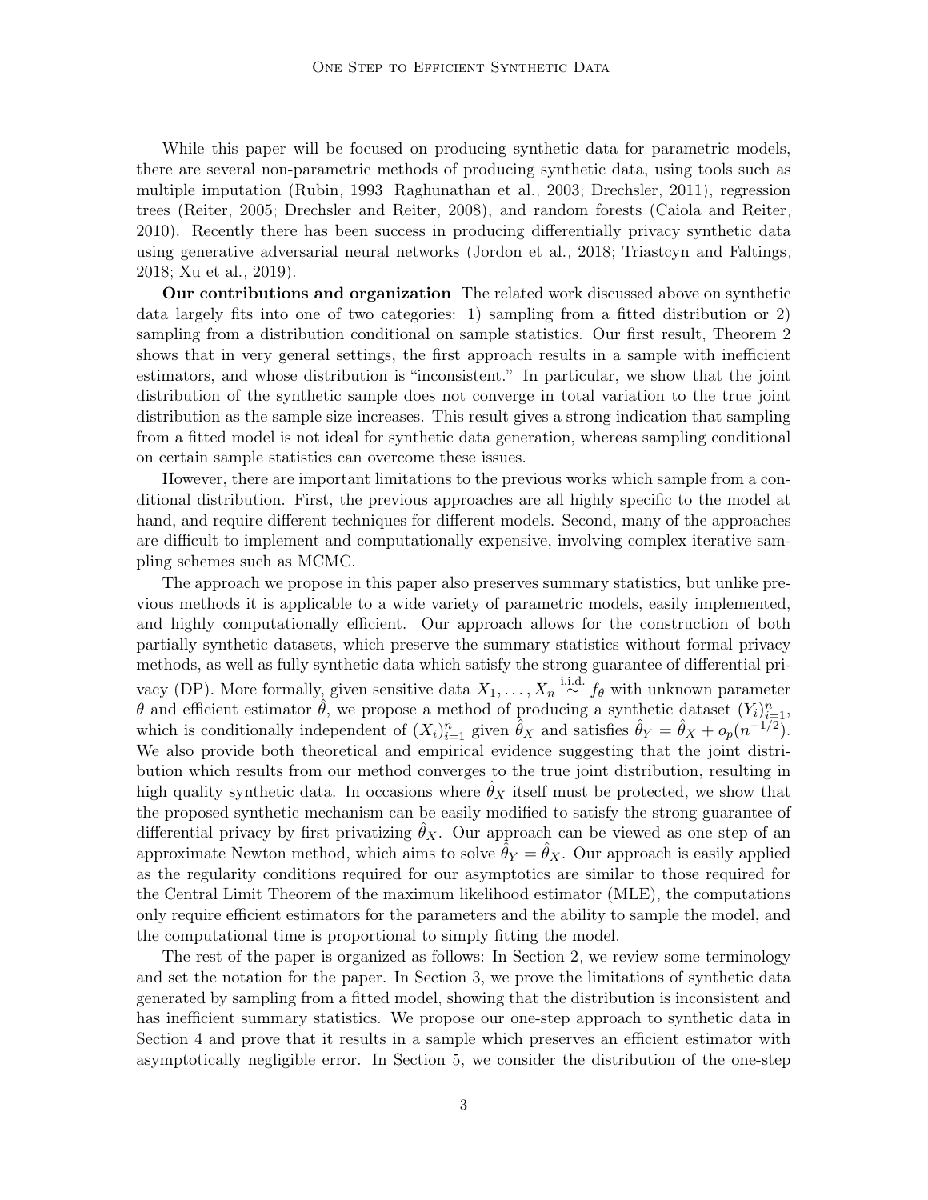While this paper will be focused on producing synthetic data for parametric models, there are several non-parametric methods of producing synthetic data, using tools such as multiple imputation (Rubin, 1993; Raghunathan et al., 2003; Drechsler, 2011), regression trees (Reiter, 2005; Drechsler and Reiter, 2008), and random forests (Caiola and Reiter, 2010). Recently there has been success in producing differentially privacy synthetic data using generative adversarial neural networks (Jordon et al., 2018; Triastcyn and Faltings, 2018; Xu et al., 2019).

**Our contributions and organization** The related work discussed above on synthetic data largely fits into one of two categories: 1) sampling from a fitted distribution or 2) sampling from a distribution conditional on sample statistics. Our first result, Theorem 2 shows that in very general settings, the first approach results in a sample with inefficient estimators, and whose distribution is "inconsistent." In particular, we show that the joint distribution of the synthetic sample does not converge in total variation to the true joint distribution as the sample size increases. This result gives a strong indication that sampling from a fitted model is not ideal for synthetic data generation, whereas sampling conditional on certain sample statistics can overcome these issues.

However, there are important limitations to the previous works which sample from a conditional distribution. First, the previous approaches are all highly specific to the model at hand, and require different techniques for different models. Second, many of the approaches are difficult to implement and computationally expensive, involving complex iterative sampling schemes such as MCMC.

The approach we propose in this paper also preserves summary statistics, but unlike previous methods it is applicable to a wide variety of parametric models, easily implemented, and highly computationally efficient. Our approach allows for the construction of both partially synthetic datasets, which preserve the summary statistics without formal privacy methods, as well as fully synthetic data which satisfy the strong guarantee of differential privacy (DP). More formally, given sensitive data $X_1, \ldots, X_n \overset{\text{i.i.d.}}{\sim} f_\theta$ with unknown parameter $\theta$ and efficient estimator $\hat{\theta}$, we propose a method of producing a synthetic dataset $(Y_i)_{i=1}^n$, which is conditionally independent of $(X_i)_{i=1}^n$ given $\hat{\theta}_X$ and satisfies $\hat{\theta}_Y = \hat{\theta}_X + o_p(n^{-1/2})$. We also provide both theoretical and empirical evidence suggesting that the joint distribution which results from our method converges to the true joint distribution, resulting in high quality synthetic data. In occasions where $\hat{\theta}_X$ itself must be protected, we show that the proposed synthetic mechanism can be easily modified to satisfy the strong guarantee of differential privacy by first privatizing $\hat{\theta}_X$. Our approach can be viewed as one step of an approximate Newton method, which aims to solve $\hat{\theta}_Y = \hat{\theta}_X$. Our approach is easily applied as the regularity conditions required for our asymptotics are similar to those required for the Central Limit Theorem of the maximum likelihood estimator (MLE), the computations only require efficient estimators for the parameters and the ability to sample the model, and the computational time is proportional to simply fitting the model.

The rest of the paper is organized as follows: In Section 2, we review some terminology and set the notation for the paper. In Section 3, we prove the limitations of synthetic data generated by sampling from a fitted model, showing that the distribution is inconsistent and has inefficient summary statistics. We propose our one-step approach to synthetic data in Section 4 and prove that it results in a sample which preserves an efficient estimator with asymptotically negligible error. In Section 5, we consider the distribution of the one-step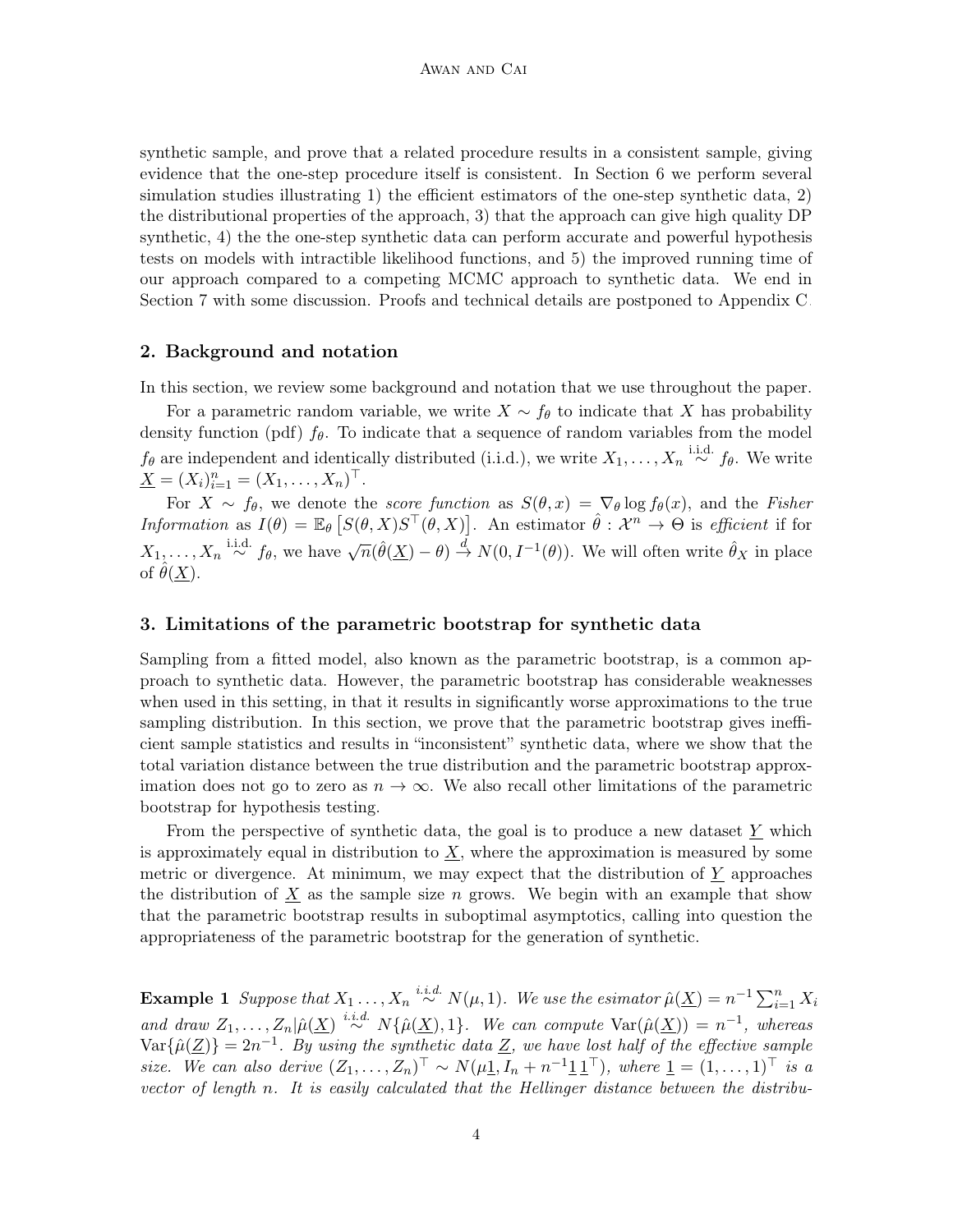synthetic sample, and prove that a related procedure results in a consistent sample, giving evidence that the one-step procedure itself is consistent. In Section 6 we perform several simulation studies illustrating 1) the efficient estimators of the one-step synthetic data, 2) the distributional properties of the approach, 3) that the approach can give high quality DP synthetic, 4) the the one-step synthetic data can perform accurate and powerful hypothesis tests on models with intractible likelihood functions, and 5) the improved running time of our approach compared to a competing MCMC approach to synthetic data. We end in Section 7 with some discussion. Proofs and technical details are postponed to Appendix C.

## 2. Background and notation

In this section, we review some background and notation that we use throughout the paper.

For a parametric random variable, we write $X \sim f_\theta$ to indicate that $X$ has probability density function (pdf) $f_\theta$. To indicate that a sequence of random variables from the model $f_\theta$ are independent and identically distributed (i.i.d.), we write $X_1, \ldots, X_n \overset{\text{i.i.d.}}{\sim} f_\theta$. We write $\underline{X} = (X_i)_{i=1}^n = (X_1, \ldots, X_n)^\top$.

For $X \sim f_\theta$, we denote the *score function* as $S(\theta, x) = \nabla_\theta \log f_\theta(x)$, and the *Fisher Information* as $I(\theta) = \mathbb{E}_\theta \left[ S(\theta, X) S^\top(\theta, X) \right]$. An estimator $\hat{\theta} : \mathcal{X}^n \to \Theta$ is *efficient* if for $X_1, \ldots, X_n \overset{\text{i.i.d.}}{\sim} f_\theta$, we have $\sqrt{n}(\hat{\theta}(\underline{X}) - \theta) \overset{d}{\to} N(0, I^{-1}(\theta))$. We will often write $\hat{\theta}_X$ in place of $\hat{\theta}(\underline{X})$.

## 3. Limitations of the parametric bootstrap for synthetic data

Sampling from a fitted model, also known as the parametric bootstrap, is a common approach to synthetic data. However, the parametric bootstrap has considerable weaknesses when used in this setting, in that it results in significantly worse approximations to the true sampling distribution. In this section, we prove that the parametric bootstrap gives inefficient sample statistics and results in "inconsistent" synthetic data, where we show that the total variation distance between the true distribution and the parametric bootstrap approximation does not go to zero as $n \to \infty$. We also recall other limitations of the parametric bootstrap for hypothesis testing.

From the perspective of synthetic data, the goal is to produce a new dataset $\underline{Y}$ which is approximately equal in distribution to $\underline{X}$, where the approximation is measured by some metric or divergence. At minimum, we may expect that the distribution of $\underline{Y}$ approaches the distribution of $\underline{X}$ as the sample size $n$ grows. We begin with an example that show that the parametric bootstrap results in suboptimal asymptotics, calling into question the appropriateness of the parametric bootstrap for the generation of synthetic.

**Example 1** *Suppose that $X_1 \ldots, X_n \overset{i.i.d.}{\sim} N(\mu, 1)$. We use the esimator $\hat{\mu}(\underline{X}) = n^{-1} \sum_{i=1}^n X_i$ and draw $Z_1, \ldots, Z_n | \hat{\mu}(\underline{X}) \overset{i.i.d.}{\sim} N\{\hat{\mu}(\underline{X}), 1\}$. We can compute $\mathrm{Var}(\hat{\mu}(\underline{X})) = n^{-1}$, whereas $\mathrm{Var}\{\hat{\mu}(\underline{Z})\} = 2n^{-1}$. By using the synthetic data $\underline{Z}$, we have lost half of the effective sample size. We can also derive $(Z_1, \ldots, Z_n)^\top \sim N(\mu \underline{1}, I_n + n^{-1} \underline{1}\,\underline{1}^\top)$, where $\underline{1} = (1, \ldots, 1)^\top$ is a vector of length $n$. It is easily calculated that the Hellinger distance between the distribu-*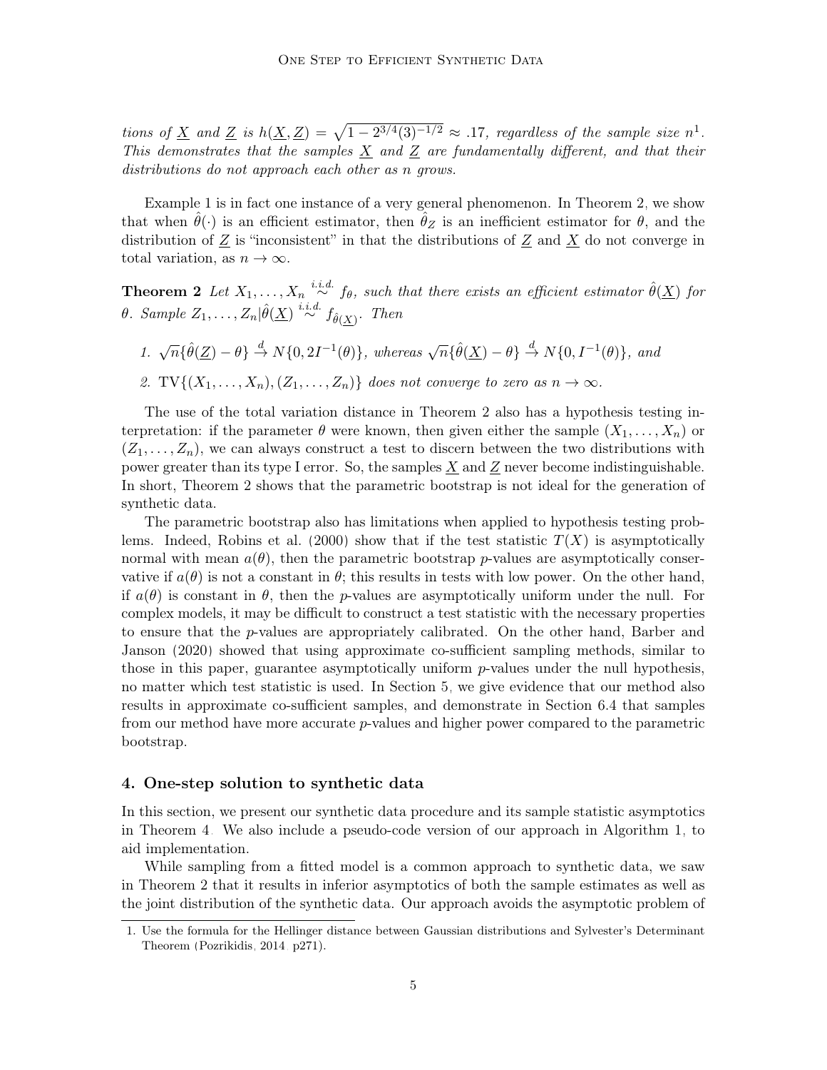*tions of $\underline{X}$ and $\underline{Z}$ is $h(\underline{X}, \underline{Z}) = \sqrt{1 - 2^{3/4}(3)^{-1/2}} \approx .17$, regardless of the sample size $n$*[1]*. This demonstrates that the samples $\underline{X}$ and $\underline{Z}$ are fundamentally different, and that their distributions do not approach each other as n grows.*

Example 1 is in fact one instance of a very general phenomenon. In Theorem 2, we show that when $\hat{\theta}(\cdot)$ is an efficient estimator, then $\hat{\theta}_Z$ is an inefficient estimator for $\theta$, and the distribution of $\underline{Z}$ is "inconsistent" in that the distributions of $\underline{Z}$ and $\underline{X}$ do not converge in total variation, as $n \to \infty$.

**Theorem 2** *Let $X_1, \ldots, X_n \overset{i.i.d.}{\sim} f_\theta$, such that there exists an efficient estimator $\hat{\theta}(\underline{X})$ for $\theta$. Sample $Z_1, \ldots, Z_n | \hat{\theta}(\underline{X}) \overset{i.i.d.}{\sim} f_{\hat{\theta}(\underline{X})}$. Then*

1. *$\sqrt{n}\{\hat{\theta}(\underline{Z}) - \theta\} \overset{d}{\to} N\{0, 2I^{-1}(\theta)\}$, whereas $\sqrt{n}\{\hat{\theta}(\underline{X}) - \theta\} \overset{d}{\to} N\{0, I^{-1}(\theta)\}$, and*
2. *$\mathrm{TV}\{(X_1, \ldots, X_n), (Z_1, \ldots, Z_n)\}$ does not converge to zero as $n \to \infty$.*

The use of the total variation distance in Theorem 2 also has a hypothesis testing interpretation: if the parameter $\theta$ were known, then given either the sample $(X_1, \ldots, X_n)$ or $(Z_1, \ldots, Z_n)$, we can always construct a test to discern between the two distributions with power greater than its type I error. So, the samples $\underline{X}$ and $\underline{Z}$ never become indistinguishable. In short, Theorem 2 shows that the parametric bootstrap is not ideal for the generation of synthetic data.

The parametric bootstrap also has limitations when applied to hypothesis testing problems. Indeed, Robins et al. (2000) show that if the test statistic $T(X)$ is asymptotically normal with mean $a(\theta)$, then the parametric bootstrap $p$-values are asymptotically conservative if $a(\theta)$ is not a constant in $\theta$; this results in tests with low power. On the other hand, if $a(\theta)$ is constant in $\theta$, then the $p$-values are asymptotically uniform under the null. For complex models, it may be difficult to construct a test statistic with the necessary properties to ensure that the $p$-values are appropriately calibrated. On the other hand, Barber and Janson (2020) showed that using approximate co-sufficient sampling methods, similar to those in this paper, guarantee asymptotically uniform $p$-values under the null hypothesis, no matter which test statistic is used. In Section 5, we give evidence that our method also results in approximate co-sufficient samples, and demonstrate in Section 6.4 that samples from our method have more accurate $p$-values and higher power compared to the parametric bootstrap.

## 4. One-step solution to synthetic data

In this section, we present our synthetic data procedure and its sample statistic asymptotics in Theorem 4. We also include a pseudo-code version of our approach in Algorithm 1, to aid implementation.

While sampling from a fitted model is a common approach to synthetic data, we saw in Theorem 2 that it results in inferior asymptotics of both the sample estimates as well as the joint distribution of the synthetic data. Our approach avoids the asymptotic problem of

1. Use the formula for the Hellinger distance between Gaussian distributions and Sylvester's Determinant Theorem (Pozrikidis, 2014, p271).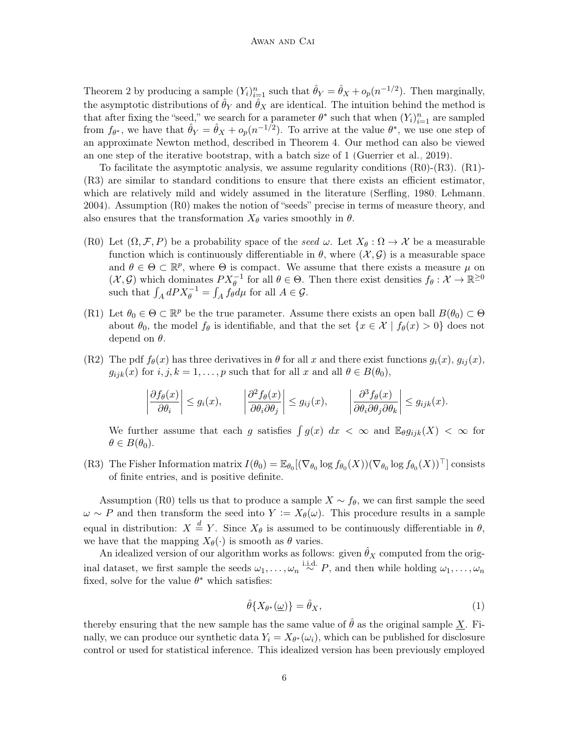Theorem 2 by producing a sample $(Y_i)_{i=1}^n$ such that $\hat{\theta}_Y = \hat{\theta}_X + o_p(n^{-1/2})$. Then marginally, the asymptotic distributions of $\hat{\theta}_Y$ and $\hat{\theta}_X$ are identical. The intuition behind the method is that after fixing the "seed," we search for a parameter $\theta^*$ such that when $(Y_i)_{i=1}^n$ are sampled from $f_{\theta^*}$, we have that $\hat{\theta}_Y = \hat{\theta}_X + o_p(n^{-1/2})$. To arrive at the value $\theta^*$, we use one step of an approximate Newton method, described in Theorem 4. Our method can also be viewed an one step of the iterative bootstrap, with a batch size of 1 (Guerrier et al., 2019).

To facilitate the asymptotic analysis, we assume regularity conditions (R0)-(R3). (R1)-(R3) are similar to standard conditions to ensure that there exists an efficient estimator, which are relatively mild and widely assumed in the literature (Serfling, 1980; Lehmann, 2004). Assumption (R0) makes the notion of "seeds" precise in terms of measure theory, and also ensures that the transformation $X_\theta$ varies smoothly in $\theta$.

- (R0) Let $(\Omega, \mathcal{F}, P)$ be a probability space of the *seed* $\omega$. Let $X_\theta : \Omega \to \mathcal{X}$ be a measurable function which is continuously differentiable in $\theta$, where $(\mathcal{X}, \mathcal{G})$ is a measurable space and $\theta \in \Theta \subset \mathbb{R}^p$, where $\Theta$ is compact. We assume that there exists a measure $\mu$ on $(\mathcal{X}, \mathcal{G})$ which dominates $PX_\theta^{-1}$ for all $\theta \in \Theta$. Then there exist densities $f_\theta : \mathcal{X} \to \mathbb{R}^{\geq 0}$ such that $\int_A dPX_\theta^{-1} = \int_A f_\theta d\mu$ for all $A \in \mathcal{G}$.
- (R1) Let $\theta_0 \in \Theta \subset \mathbb{R}^p$ be the true parameter. Assume there exists an open ball $B(\theta_0) \subset \Theta$ about $\theta_0$, the model $f_\theta$ is identifiable, and that the set $\{x \in \mathcal{X} \mid f_\theta(x) > 0\}$ does not depend on $\theta$.
- (R2) The pdf $f_\theta(x)$ has three derivatives in $\theta$ for all $x$ and there exist functions $g_i(x)$, $g_{ij}(x)$, $g_{ijk}(x)$ for $i, j, k = 1, \ldots, p$ such that for all $x$ and all $\theta \in B(\theta_0)$,

$$\left| \frac{\partial f_\theta(x)}{\partial \theta_i} \right| \leq g_i(x), \qquad \left| \frac{\partial^2 f_\theta(x)}{\partial \theta_i \partial \theta_j} \right| \leq g_{ij}(x), \qquad \left| \frac{\partial^3 f_\theta(x)}{\partial \theta_i \partial \theta_j \partial \theta_k} \right| \leq g_{ijk}(x).$$

  We further assume that each $g$ satisfies $\int g(x)\ dx < \infty$ and $\mathbb{E}_\theta g_{ijk}(X) < \infty$ for $\theta \in B(\theta_0)$.
- (R3) The Fisher Information matrix $I(\theta_0) = \mathbb{E}_{\theta_0}[(\nabla_{\theta_0} \log f_{\theta_0}(X))(\nabla_{\theta_0} \log f_{\theta_0}(X))^\top]$ consists of finite entries, and is positive definite.

Assumption (R0) tells us that to produce a sample $X \sim f_\theta$, we can first sample the seed $\omega \sim P$ and then transform the seed into $Y := X_\theta(\omega)$. This procedure results in a sample equal in distribution: $X \overset{d}{=} Y$. Since $X_\theta$ is assumed to be continuously differentiable in $\theta$, we have that the mapping $X_\theta(\cdot)$ is smooth as $\theta$ varies.

An idealized version of our algorithm works as follows: given $\hat{\theta}_X$ computed from the original dataset, we first sample the seeds $\omega_1, \ldots, \omega_n \overset{\text{i.i.d.}}{\sim} P$, and then while holding $\omega_1, \ldots, \omega_n$ fixed, solve for the value $\theta^*$ which satisfies:

$$\hat{\theta}\{X_{\theta^*}(\underline{\omega})\} = \hat{\theta}_X, \tag{1}$$

thereby ensuring that the new sample has the same value of $\hat{\theta}$ as the original sample $\underline{X}$. Finally, we can produce our synthetic data $Y_i = X_{\theta^*}(\omega_i)$, which can be published for disclosure control or used for statistical inference. This idealized version has been previously employed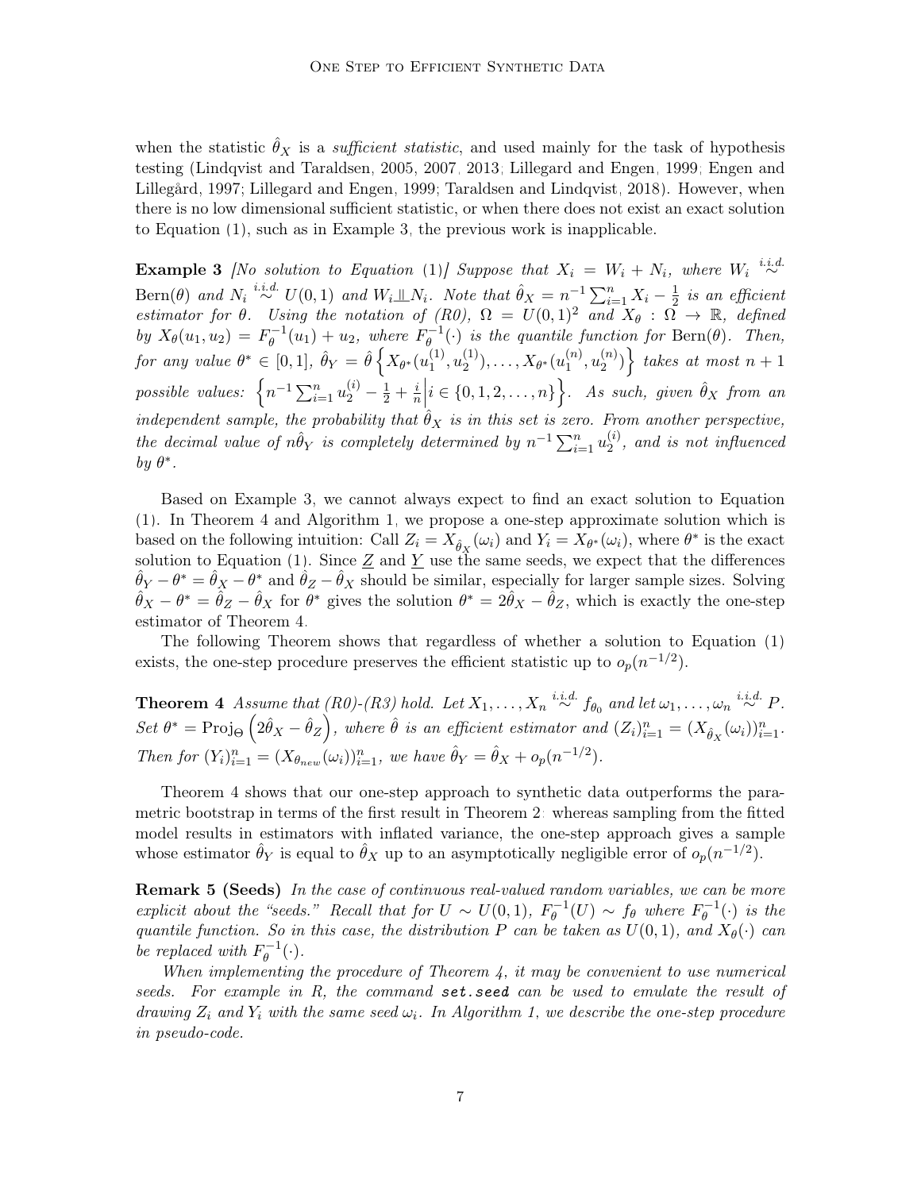when the statistic $\hat{\theta}_X$ is a *sufficient statistic*, and used mainly for the task of hypothesis testing (Lindqvist and Taraldsen, 2005, 2007, 2013; Lillegard and Engen, 1999; Engen and Lillegård, 1997; Lillegard and Engen, 1999; Taraldsen and Lindqvist, 2018). However, when there is no low dimensional sufficient statistic, or when there does not exist an exact solution to Equation (1), such as in Example 3, the previous work is inapplicable.

**Example 3** *[No solution to Equation (1)] Suppose that $X_i = W_i + N_i$, where $W_i \overset{i.i.d.}{\sim} \text{Bern}(\theta)$ and $N_i \overset{i.i.d.}{\sim} U(0,1)$ and $W_i \perp\!\!\!\perp N_i$. Note that $\hat{\theta}_X = n^{-1}\sum_{i=1}^n X_i - \frac{1}{2}$ is an efficient estimator for $\theta$. Using the notation of (R0), $\Omega = U(0,1)^2$ and $X_\theta : \Omega \to \mathbb{R}$, defined by $X_\theta(u_1, u_2) = F_\theta^{-1}(u_1) + u_2$, where $F_\theta^{-1}(\cdot)$ is the quantile function for $\text{Bern}(\theta)$. Then, for any value $\theta^* \in [0,1]$, $\hat{\theta}_Y = \hat{\theta}\left\{X_{\theta^*}(u_1^{(1)}, u_2^{(1)}), \ldots, X_{\theta^*}(u_1^{(n)}, u_2^{(n)})\right\}$ takes at most $n+1$ possible values: $\left\{n^{-1}\sum_{i=1}^n u_2^{(i)} - \frac{1}{2} + \frac{i}{n} \middle| i \in \{0, 1, 2, \ldots, n\}\right\}$. As such, given $\hat{\theta}_X$ from an independent sample, the probability that $\hat{\theta}_X$ is in this set is zero. From another perspective, the decimal value of $n\hat{\theta}_Y$ is completely determined by $n^{-1}\sum_{i=1}^n u_2^{(i)}$, and is not influenced by $\theta^*$.*

Based on Example 3, we cannot always expect to find an exact solution to Equation (1). In Theorem 4 and Algorithm 1, we propose a one-step approximate solution which is based on the following intuition: Call $Z_i = X_{\hat{\theta}_X}(\omega_i)$ and $Y_i = X_{\theta^*}(\omega_i)$, where $\theta^*$ is the exact solution to Equation (1). Since $\underline{Z}$ and $\underline{Y}$ use the same seeds, we expect that the differences $\hat{\theta}_Y - \theta^* = \hat{\theta}_X - \theta^*$ and $\hat{\theta}_Z - \hat{\theta}_X$ should be similar, especially for larger sample sizes. Solving $\hat{\theta}_X - \theta^* = \hat{\theta}_Z - \hat{\theta}_X$ for $\theta^*$ gives the solution $\theta^* = 2\hat{\theta}_X - \hat{\theta}_Z$, which is exactly the one-step estimator of Theorem 4.

The following Theorem shows that regardless of whether a solution to Equation (1) exists, the one-step procedure preserves the efficient statistic up to $o_p(n^{-1/2})$.

**Theorem 4** *Assume that (R0)-(R3) hold. Let $X_1, \ldots, X_n \overset{i.i.d.}{\sim} f_{\theta_0}$ and let $\omega_1, \ldots, \omega_n \overset{i.i.d.}{\sim} P$. Set $\theta^* = \text{Proj}_\Theta\left(2\hat{\theta}_X - \hat{\theta}_Z\right)$, where $\hat{\theta}$ is an efficient estimator and $(Z_i)_{i=1}^n = (X_{\hat{\theta}_X}(\omega_i))_{i=1}^n$. Then for $(Y_i)_{i=1}^n = (X_{\theta_{new}}(\omega_i))_{i=1}^n$, we have $\hat{\theta}_Y = \hat{\theta}_X + o_p(n^{-1/2})$.*

Theorem 4 shows that our one-step approach to synthetic data outperforms the parametric bootstrap in terms of the first result in Theorem 2: whereas sampling from the fitted model results in estimators with inflated variance, the one-step approach gives a sample whose estimator $\hat{\theta}_Y$ is equal to $\hat{\theta}_X$ up to an asymptotically negligible error of $o_p(n^{-1/2})$.

**Remark 5 (Seeds)** *In the case of continuous real-valued random variables, we can be more explicit about the "seeds." Recall that for $U \sim U(0,1)$, $F_\theta^{-1}(U) \sim f_\theta$ where $F_\theta^{-1}(\cdot)$ is the quantile function. So in this case, the distribution $P$ can be taken as $U(0,1)$, and $X_\theta(\cdot)$ can be replaced with $F_\theta^{-1}(\cdot)$.*

*When implementing the procedure of Theorem 4, it may be convenient to use numerical seeds. For example in R, the command* `set.seed` *can be used to emulate the result of drawing $Z_i$ and $Y_i$ with the same seed $\omega_i$. In Algorithm 1, we describe the one-step procedure in pseudo-code.*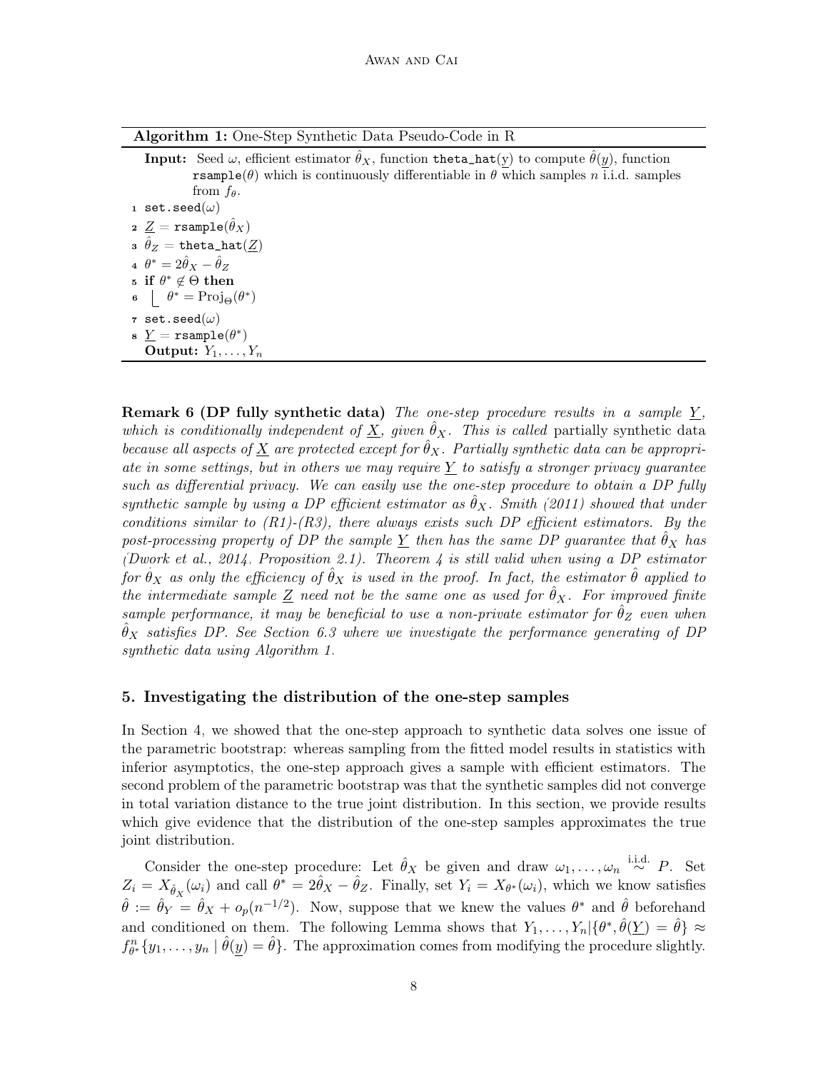**Algorithm 1:** One-Step Synthetic Data Pseudo-Code in R

**Input:** Seed $\omega$, efficient estimator $\hat{\theta}_X$, function `theta_hat(y)` to compute $\hat{\theta}(\underline{y})$, function `rsample(θ)` which is continuously differentiable in $\theta$ which samples $n$ i.i.d. samples from $f_\theta$.

1. `set.seed`$(\omega)$
2. $\underline{Z} =$ `rsample`$(\hat{\theta}_X)$
3. $\hat{\theta}_Z =$ `theta_hat`$(\underline{Z})$
4. $\theta^* = 2\hat{\theta}_X - \hat{\theta}_Z$
5. **if** $\theta^* \notin \Theta$ **then**
6. $\quad \theta^* = \text{Proj}_\Theta(\theta^*)$
7. `set.seed`$(\omega)$
8. $\underline{Y} =$ `rsample`$(\theta^*)$

**Output:** $Y_1, \ldots, Y_n$

**Remark 6 (DP fully synthetic data)** *The one-step procedure results in a sample $\underline{Y}$, which is conditionally independent of $\underline{X}$, given $\hat{\theta}_X$. This is called* partially synthetic data *because all aspects of $\underline{X}$ are protected except for $\hat{\theta}_X$. Partially synthetic data can be appropriate in some settings, but in others we may require $\underline{Y}$ to satisfy a stronger privacy guarantee such as differential privacy. We can easily use the one-step procedure to obtain a DP fully synthetic sample by using a DP efficient estimator as $\hat{\theta}_X$. Smith (2011) showed that under conditions similar to (R1)-(R3), there always exists such DP efficient estimators. By the post-processing property of DP the sample $\underline{Y}$ then has the same DP guarantee that $\hat{\theta}_X$ has (Dwork et al., 2014, Proposition 2.1). Theorem 4 is still valid when using a DP estimator for $\hat{\theta}_X$ as only the efficiency of $\hat{\theta}_X$ is used in the proof. In fact, the estimator $\hat{\theta}$ applied to the intermediate sample $\underline{Z}$ need not be the same one as used for $\hat{\theta}_X$. For improved finite sample performance, it may be beneficial to use a non-private estimator for $\hat{\theta}_Z$ even when $\hat{\theta}_X$ satisfies DP. See Section 6.3 where we investigate the performance generating of DP synthetic data using Algorithm 1.*

## 5. Investigating the distribution of the one-step samples

In Section 4, we showed that the one-step approach to synthetic data solves one issue of the parametric bootstrap: whereas sampling from the fitted model results in statistics with inferior asymptotics, the one-step approach gives a sample with efficient estimators. The second problem of the parametric bootstrap was that the synthetic samples did not converge in total variation distance to the true joint distribution. In this section, we provide results which give evidence that the distribution of the one-step samples approximates the true joint distribution.

Consider the one-step procedure: Let $\hat{\theta}_X$ be given and draw $\omega_1, \ldots, \omega_n \overset{\text{i.i.d.}}{\sim} P$. Set $Z_i = X_{\hat{\theta}_X}(\omega_i)$ and call $\theta^* = 2\hat{\theta}_X - \hat{\theta}_Z$. Finally, set $Y_i = X_{\theta^*}(\omega_i)$, which we know satisfies $\hat{\theta} := \hat{\theta}_Y = \hat{\theta}_X + o_p(n^{-1/2})$. Now, suppose that we knew the values $\theta^*$ and $\hat{\theta}$ beforehand and conditioned on them. The following Lemma shows that $Y_1, \ldots, Y_n | \{\theta^*, \hat{\theta}(\underline{Y}) = \hat{\theta}\} \approx f^n_{\theta^*}\{y_1, \ldots, y_n \mid \hat{\theta}(\underline{y}) = \hat{\theta}\}$. The approximation comes from modifying the procedure slightly.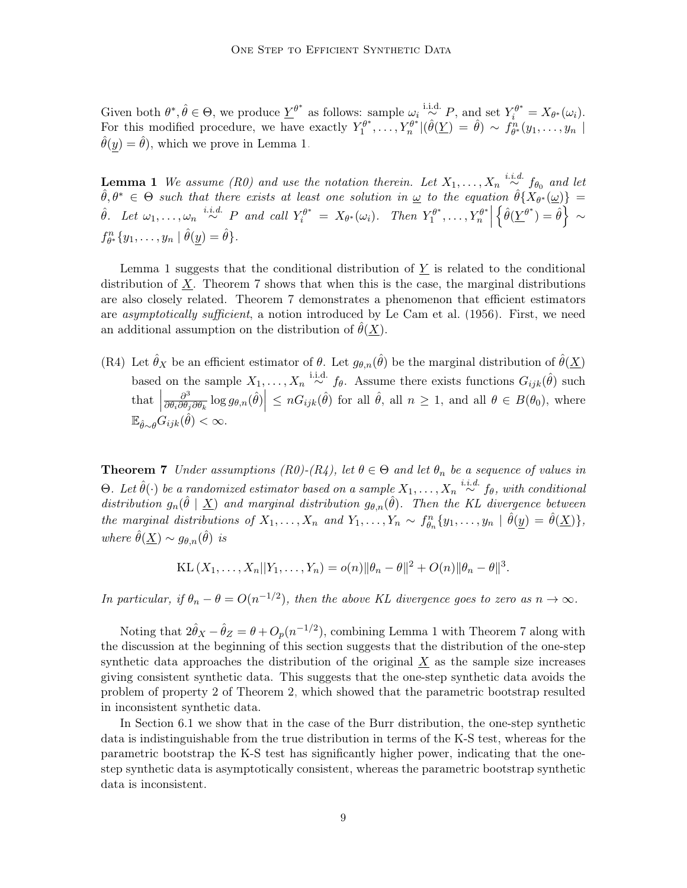Given both $\theta^*, \hat{\theta} \in \Theta$, we produce $\underline{Y}^{\theta^*}$ as follows: sample $\omega_i \overset{\text{i.i.d.}}{\sim} P$, and set $Y_i^{\theta^*} = X_{\theta^*}(\omega_i)$. For this modified procedure, we have exactly $Y_1^{\theta^*}, \ldots, Y_n^{\theta^*} | (\hat{\theta}(\underline{Y}) = \hat{\theta}) \sim f_{\theta^*}^n(y_1, \ldots, y_n \mid \hat{\theta}(\underline{y}) = \hat{\theta})$, which we prove in Lemma 1.

**Lemma 1** *We assume (R0) and use the notation therein. Let $X_1, \ldots, X_n \overset{i.i.d.}{\sim} f_{\theta_0}$ and let $\hat{\theta}, \theta^* \in \Theta$ such that there exists at least one solution in $\underline{\omega}$ to the equation $\hat{\theta}\{X_{\theta^*}(\underline{\omega})\} = \hat{\theta}$. Let $\omega_1, \ldots, \omega_n \overset{i.i.d.}{\sim} P$ and call $Y_i^{\theta^*} = X_{\theta^*}(\omega_i)$. Then $Y_1^{\theta^*}, \ldots, Y_n^{\theta^*} \Big| \left\{\hat{\theta}(\underline{Y}^{\theta^*}) = \hat{\theta}\right\} \sim f_{\theta^*}^n\{y_1, \ldots, y_n \mid \hat{\theta}(\underline{y}) = \hat{\theta}\}$.*

Lemma 1 suggests that the conditional distribution of $\underline{Y}$ is related to the conditional distribution of $\underline{X}$. Theorem 7 shows that when this is the case, the marginal distributions are also closely related. Theorem 7 demonstrates a phenomenon that efficient estimators are *asymptotically sufficient*, a notion introduced by Le Cam et al. (1956). First, we need an additional assumption on the distribution of $\hat{\theta}(\underline{X})$.

(R4) Let $\hat{\theta}_X$ be an efficient estimator of $\theta$. Let $g_{\theta,n}(\hat{\theta})$ be the marginal distribution of $\hat{\theta}(\underline{X})$ based on the sample $X_1, \ldots, X_n \overset{\text{i.i.d.}}{\sim} f_\theta$. Assume there exists functions $G_{ijk}(\hat{\theta})$ such that $\left|\frac{\partial^3}{\partial\theta_i \partial\theta_j \partial\theta_k} \log g_{\theta,n}(\hat{\theta})\right| \leq n G_{ijk}(\hat{\theta})$ for all $\hat{\theta}$, all $n \geq 1$, and all $\theta \in B(\theta_0)$, where $\mathbb{E}_{\hat{\theta} \sim \theta} G_{ijk}(\hat{\theta}) < \infty$.

**Theorem 7** *Under assumptions (R0)-(R4), let $\theta \in \Theta$ and let $\theta_n$ be a sequence of values in $\Theta$. Let $\hat{\theta}(\cdot)$ be a randomized estimator based on a sample $X_1, \ldots, X_n \overset{i.i.d.}{\sim} f_\theta$, with conditional distribution $g_n(\hat{\theta} \mid \underline{X})$ and marginal distribution $g_{\theta,n}(\hat{\theta})$. Then the KL divergence between the marginal distributions of $X_1, \ldots, X_n$ and $Y_1, \ldots, Y_n \sim f_{\theta_n}^n\{y_1, \ldots, y_n \mid \hat{\theta}(\underline{y}) = \hat{\theta}(\underline{X})\}$, where $\hat{\theta}(\underline{X}) \sim g_{\theta,n}(\hat{\theta})$ is*

$$\mathrm{KL}\left(X_1, \ldots, X_n || Y_1, \ldots, Y_n\right) = o(n)\|\theta_n - \theta\|^2 + O(n)\|\theta_n - \theta\|^3.$$

*In particular, if $\theta_n - \theta = O(n^{-1/2})$, then the above KL divergence goes to zero as $n \to \infty$.*

Noting that $2\hat{\theta}_X - \hat{\theta}_Z = \theta + O_p(n^{-1/2})$, combining Lemma 1 with Theorem 7 along with the discussion at the beginning of this section suggests that the distribution of the one-step synthetic data approaches the distribution of the original $\underline{X}$ as the sample size increases giving consistent synthetic data. This suggests that the one-step synthetic data avoids the problem of property 2 of Theorem 2, which showed that the parametric bootstrap resulted in inconsistent synthetic data.

In Section 6.1 we show that in the case of the Burr distribution, the one-step synthetic data is indistinguishable from the true distribution in terms of the K-S test, whereas for the parametric bootstrap the K-S test has significantly higher power, indicating that the one-step synthetic data is asymptotically consistent, whereas the parametric bootstrap synthetic data is inconsistent.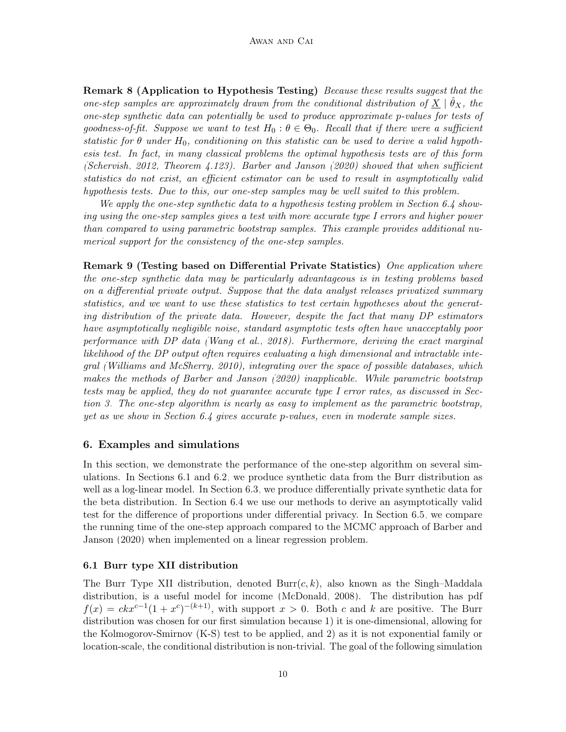**Remark 8 (Application to Hypothesis Testing)** *Because these results suggest that the one-step samples are approximately drawn from the conditional distribution of $\underline{X} \mid \hat{\theta}_X$, the one-step synthetic data can potentially be used to produce approximate p-values for tests of goodness-of-fit. Suppose we want to test $H_0 : \theta \in \Theta_0$. Recall that if there were a sufficient statistic for $\theta$ under $H_0$, conditioning on this statistic can be used to derive a valid hypothesis test. In fact, in many classical problems the optimal hypothesis tests are of this form (Schervish, 2012, Theorem 4.123). Barber and Janson (2020) showed that when sufficient statistics do not exist, an efficient estimator can be used to result in asymptotically valid hypothesis tests. Due to this, our one-step samples may be well suited to this problem.*

*We apply the one-step synthetic data to a hypothesis testing problem in Section 6.4 showing using the one-step samples gives a test with more accurate type I errors and higher power than compared to using parametric bootstrap samples. This example provides additional numerical support for the consistency of the one-step samples.*

**Remark 9 (Testing based on Differential Private Statistics)** *One application where the one-step synthetic data may be particularly advantageous is in testing problems based on a differential private output. Suppose that the data analyst releases privatized summary statistics, and we want to use these statistics to test certain hypotheses about the generating distribution of the private data. However, despite the fact that many DP estimators have asymptotically negligible noise, standard asymptotic tests often have unacceptably poor performance with DP data (Wang et al., 2018). Furthermore, deriving the exact marginal likelihood of the DP output often requires evaluating a high dimensional and intractable integral (Williams and McSherry, 2010), integrating over the space of possible databases, which makes the methods of Barber and Janson (2020) inapplicable. While parametric bootstrap tests may be applied, they do not guarantee accurate type I error rates, as discussed in Section 3. The one-step algorithm is nearly as easy to implement as the parametric bootstrap, yet as we show in Section 6.4 gives accurate p-values, even in moderate sample sizes.*

## 6. Examples and simulations

In this section, we demonstrate the performance of the one-step algorithm on several simulations. In Sections 6.1 and 6.2, we produce synthetic data from the Burr distribution as well as a log-linear model. In Section 6.3, we produce differentially private synthetic data for the beta distribution. In Section 6.4 we use our methods to derive an asymptotically valid test for the difference of proportions under differential privacy. In Section 6.5, we compare the running time of the one-step approach compared to the MCMC approach of Barber and Janson (2020) when implemented on a linear regression problem.

### 6.1 Burr type XII distribution

The Burr Type XII distribution, denoted $\text{Burr}(c, k)$, also known as the Singh–Maddala distribution, is a useful model for income (McDonald, 2008). The distribution has pdf $f(x) = ckx^{c-1}(1 + x^c)^{-(k+1)}$, with support $x > 0$. Both $c$ and $k$ are positive. The Burr distribution was chosen for our first simulation because 1) it is one-dimensional, allowing for the Kolmogorov-Smirnov (K-S) test to be applied, and 2) as it is not exponential family or location-scale, the conditional distribution is non-trivial. The goal of the following simulation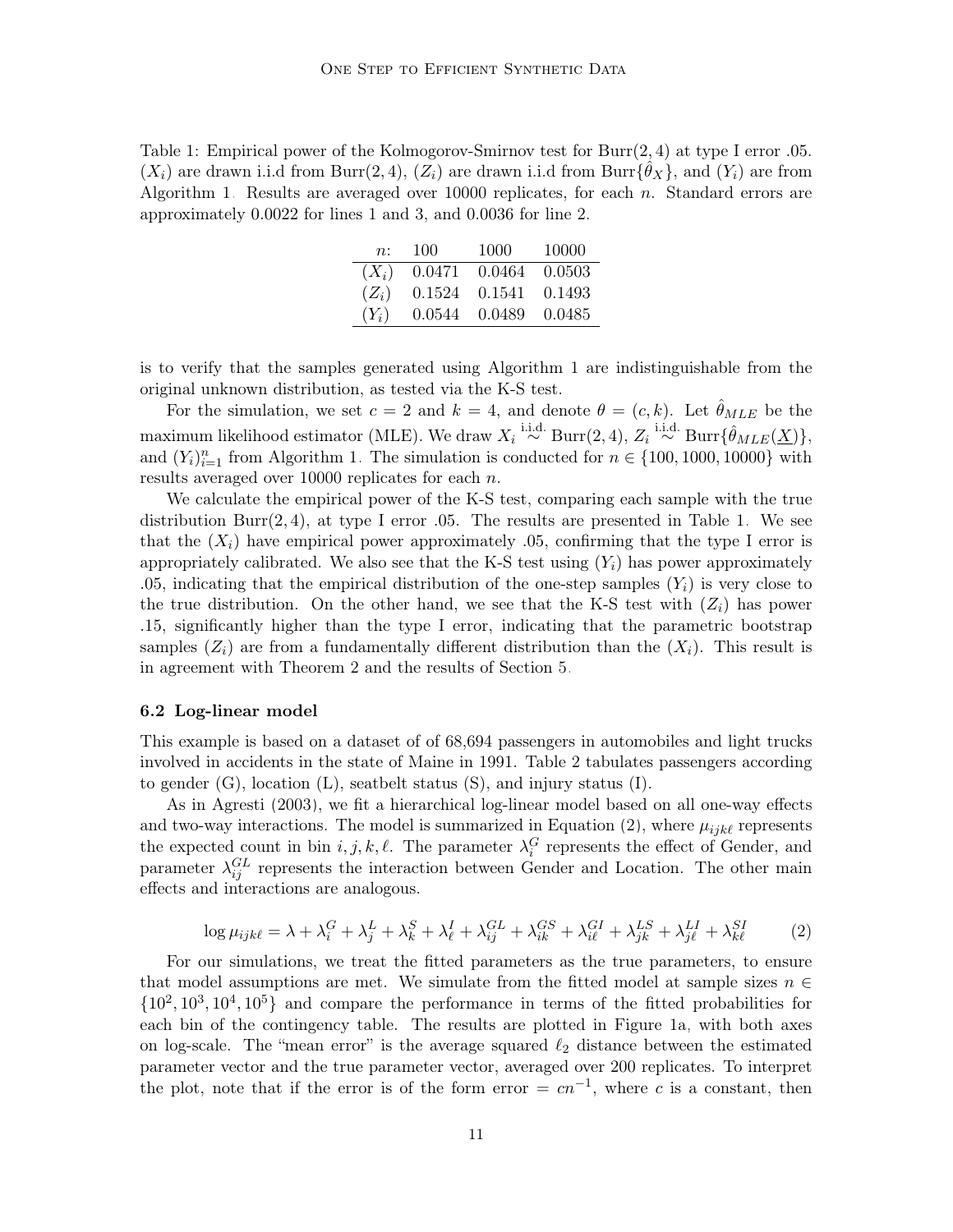Table 1: Empirical power of the Kolmogorov-Smirnov test for $\text{Burr}(2, 4)$ at type I error .05. $(X_i)$ are drawn i.i.d from $\text{Burr}(2, 4)$, $(Z_i)$ are drawn i.i.d from $\text{Burr}\{\hat{\theta}_X\}$, and $(Y_i)$ are from Algorithm 1. Results are averaged over 10000 replicates, for each $n$. Standard errors are approximately 0.0022 for lines 1 and 3, and 0.0036 for line 2.

| $n$: | 100 | 1000 | 10000 |
|---|---|---|---|
| $(X_i)$ | 0.0471 | 0.0464 | 0.0503 |
| $(Z_i)$ | 0.1524 | 0.1541 | 0.1493 |
| $(Y_i)$ | 0.0544 | 0.0489 | 0.0485 |

is to verify that the samples generated using Algorithm 1 are indistinguishable from the original unknown distribution, as tested via the K-S test.

For the simulation, we set $c = 2$ and $k = 4$, and denote $\theta = (c, k)$. Let $\hat{\theta}_{MLE}$ be the maximum likelihood estimator (MLE). We draw $X_i \overset{\text{i.i.d.}}{\sim} \text{Burr}(2, 4)$, $Z_i \overset{\text{i.i.d.}}{\sim} \text{Burr}\{\hat{\theta}_{MLE}(\underline{X})\}$, and $(Y_i)_{i=1}^n$ from Algorithm 1. The simulation is conducted for $n \in \{100, 1000, 10000\}$ with results averaged over 10000 replicates for each $n$.

We calculate the empirical power of the K-S test, comparing each sample with the true distribution $\text{Burr}(2, 4)$, at type I error .05. The results are presented in Table 1. We see that the $(X_i)$ have empirical power approximately .05, confirming that the type I error is appropriately calibrated. We also see that the K-S test using $(Y_i)$ has power approximately .05, indicating that the empirical distribution of the one-step samples $(Y_i)$ is very close to the true distribution. On the other hand, we see that the K-S test with $(Z_i)$ has power .15, significantly higher than the type I error, indicating that the parametric bootstrap samples $(Z_i)$ are from a fundamentally different distribution than the $(X_i)$. This result is in agreement with Theorem 2 and the results of Section 5.

### 6.2 Log-linear model

This example is based on a dataset of of 68,694 passengers in automobiles and light trucks involved in accidents in the state of Maine in 1991. Table 2 tabulates passengers according to gender (G), location (L), seatbelt status (S), and injury status (I).

As in Agresti (2003), we fit a hierarchical log-linear model based on all one-way effects and two-way interactions. The model is summarized in Equation (2), where $\mu_{ijk\ell}$ represents the expected count in bin $i, j, k, \ell$. The parameter $\lambda_i^G$ represents the effect of Gender, and parameter $\lambda_{ij}^{GL}$ represents the interaction between Gender and Location. The other main effects and interactions are analogous.

$$\log \mu_{ijk\ell} = \lambda + \lambda_i^G + \lambda_j^L + \lambda_k^S + \lambda_\ell^I + \lambda_{ij}^{GL} + \lambda_{ik}^{GS} + \lambda_{i\ell}^{GI} + \lambda_{jk}^{LS} + \lambda_{j\ell}^{LI} + \lambda_{k\ell}^{SI} \tag{2}$$

For our simulations, we treat the fitted parameters as the true parameters, to ensure that model assumptions are met. We simulate from the fitted model at sample sizes $n \in \{10^2, 10^3, 10^4, 10^5\}$ and compare the performance in terms of the fitted probabilities for each bin of the contingency table. The results are plotted in Figure 1a, with both axes on log-scale. The "mean error" is the average squared $\ell_2$ distance between the estimated parameter vector and the true parameter vector, averaged over 200 replicates. To interpret the plot, note that if the error is of the form error $= cn^{-1}$, where $c$ is a constant, then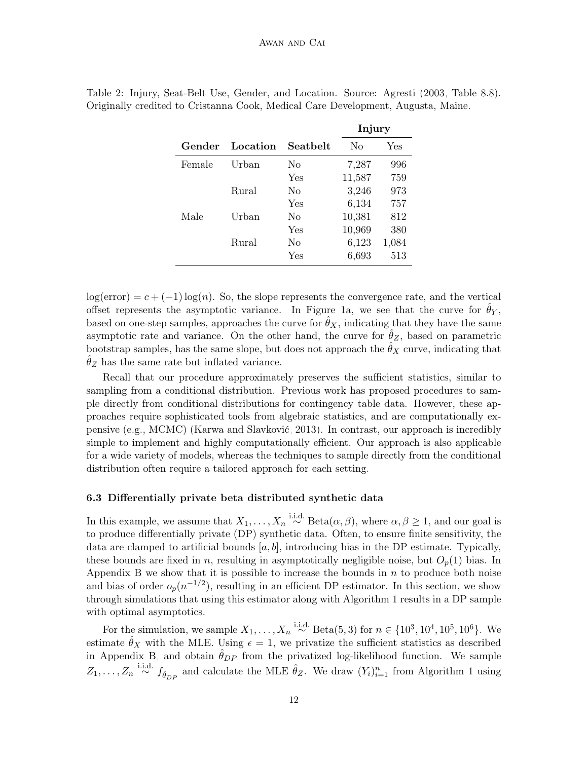Table 2: Injury, Seat-Belt Use, Gender, and Location. Source: Agresti (2003, Table 8.8). Originally credited to Cristanna Cook, Medical Care Development, Augusta, Maine.

| | | | **Injury** | |
|---|---|---|---|---|
| **Gender** | **Location** | **Seatbelt** | No | Yes |
| Female | Urban | No | 7,287 | 996 |
| | | Yes | 11,587 | 759 |
| | Rural | No | 3,246 | 973 |
| | | Yes | 6,134 | 757 |
| Male | Urban | No | 10,381 | 812 |
| | | Yes | 10,969 | 380 |
| | Rural | No | 6,123 | 1,084 |
| | | Yes | 6,693 | 513 |

$\log(\text{error}) = c + (-1)\log(n)$. So, the slope represents the convergence rate, and the vertical offset represents the asymptotic variance. In Figure 1a, we see that the curve for $\hat{\theta}_Y$, based on one-step samples, approaches the curve for $\hat{\theta}_X$, indicating that they have the same asymptotic rate and variance. On the other hand, the curve for $\hat{\theta}_Z$, based on parametric bootstrap samples, has the same slope, but does not approach the $\hat{\theta}_X$ curve, indicating that $\hat{\theta}_Z$ has the same rate but inflated variance.

Recall that our procedure approximately preserves the sufficient statistics, similar to sampling from a conditional distribution. Previous work has proposed procedures to sample directly from conditional distributions for contingency table data. However, these approaches require sophisticated tools from algebraic statistics, and are computationally expensive (e.g., MCMC) (Karwa and Slavković, 2013). In contrast, our approach is incredibly simple to implement and highly computationally efficient. Our approach is also applicable for a wide variety of models, whereas the techniques to sample directly from the conditional distribution often require a tailored approach for each setting.

### 6.3 Differentially private beta distributed synthetic data

In this example, we assume that $X_1, \ldots, X_n \overset{\text{i.i.d.}}{\sim} \text{Beta}(\alpha, \beta)$, where $\alpha, \beta \geq 1$, and our goal is to produce differentially private (DP) synthetic data. Often, to ensure finite sensitivity, the data are clamped to artificial bounds $[a, b]$, introducing bias in the DP estimate. Typically, these bounds are fixed in $n$, resulting in asymptotically negligible noise, but $O_p(1)$ bias. In Appendix B we show that it is possible to increase the bounds in $n$ to produce both noise and bias of order $o_p(n^{-1/2})$, resulting in an efficient DP estimator. In this section, we show through simulations that using this estimator along with Algorithm 1 results in a DP sample with optimal asymptotics.

For the simulation, we sample $X_1, \ldots, X_n \overset{\text{i.i.d.}}{\sim} \text{Beta}(5, 3)$ for $n \in \{10^3, 10^4, 10^5, 10^6\}$. We estimate $\hat{\theta}_X$ with the MLE. Using $\epsilon = 1$, we privatize the sufficient statistics as described in Appendix B, and obtain $\hat{\theta}_{DP}$ from the privatized log-likelihood function. We sample $Z_1, \ldots, Z_n \overset{\text{i.i.d.}}{\sim} f_{\hat{\theta}_{DP}}$ and calculate the MLE $\hat{\theta}_Z$. We draw $(Y_i)_{i=1}^n$ from Algorithm 1 using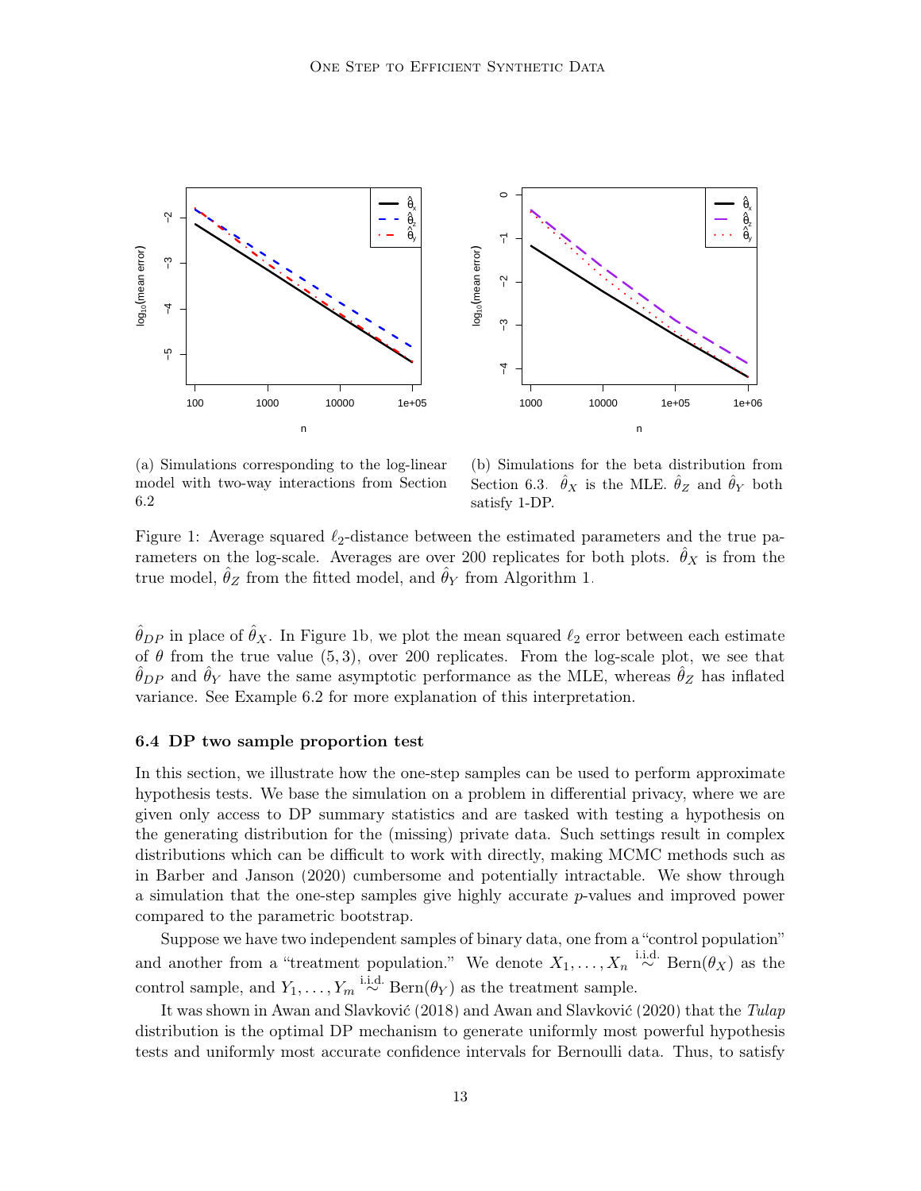(a) Simulations corresponding to the log-linear model with two-way interactions from Section 6.2

(b) Simulations for the beta distribution from Section 6.3. $\hat{\theta}_X$ is the MLE. $\hat{\theta}_Z$ and $\hat{\theta}_Y$ both satisfy 1-DP.

Figure 1: Average squared $\ell_2$-distance between the estimated parameters and the true parameters on the log-scale. Averages are over 200 replicates for both plots. $\hat{\theta}_X$ is from the true model, $\hat{\theta}_Z$ from the fitted model, and $\hat{\theta}_Y$ from Algorithm 1.

$\hat{\theta}_{DP}$ in place of $\hat{\theta}_X$. In Figure 1b, we plot the mean squared $\ell_2$ error between each estimate of $\theta$ from the true value $(5, 3)$, over 200 replicates. From the log-scale plot, we see that $\hat{\theta}_{DP}$ and $\hat{\theta}_Y$ have the same asymptotic performance as the MLE, whereas $\hat{\theta}_Z$ has inflated variance. See Example 6.2 for more explanation of this interpretation.

### 6.4 DP two sample proportion test

In this section, we illustrate how the one-step samples can be used to perform approximate hypothesis tests. We base the simulation on a problem in differential privacy, where we are given only access to DP summary statistics and are tasked with testing a hypothesis on the generating distribution for the (missing) private data. Such settings result in complex distributions which can be difficult to work with directly, making MCMC methods such as in Barber and Janson (2020) cumbersome and potentially intractable. We show through a simulation that the one-step samples give highly accurate $p$-values and improved power compared to the parametric bootstrap.

Suppose we have two independent samples of binary data, one from a "control population" and another from a "treatment population." We denote $X_1, \dots, X_n \overset{\text{i.i.d.}}{\sim} \text{Bern}(\theta_X)$ as the control sample, and $Y_1, \dots, Y_m \overset{\text{i.i.d.}}{\sim} \text{Bern}(\theta_Y)$ as the treatment sample.

It was shown in Awan and Slavković (2018) and Awan and Slavković (2020) that the *Tulap* distribution is the optimal DP mechanism to generate uniformly most powerful hypothesis tests and uniformly most accurate confidence intervals for Bernoulli data. Thus, to satisfy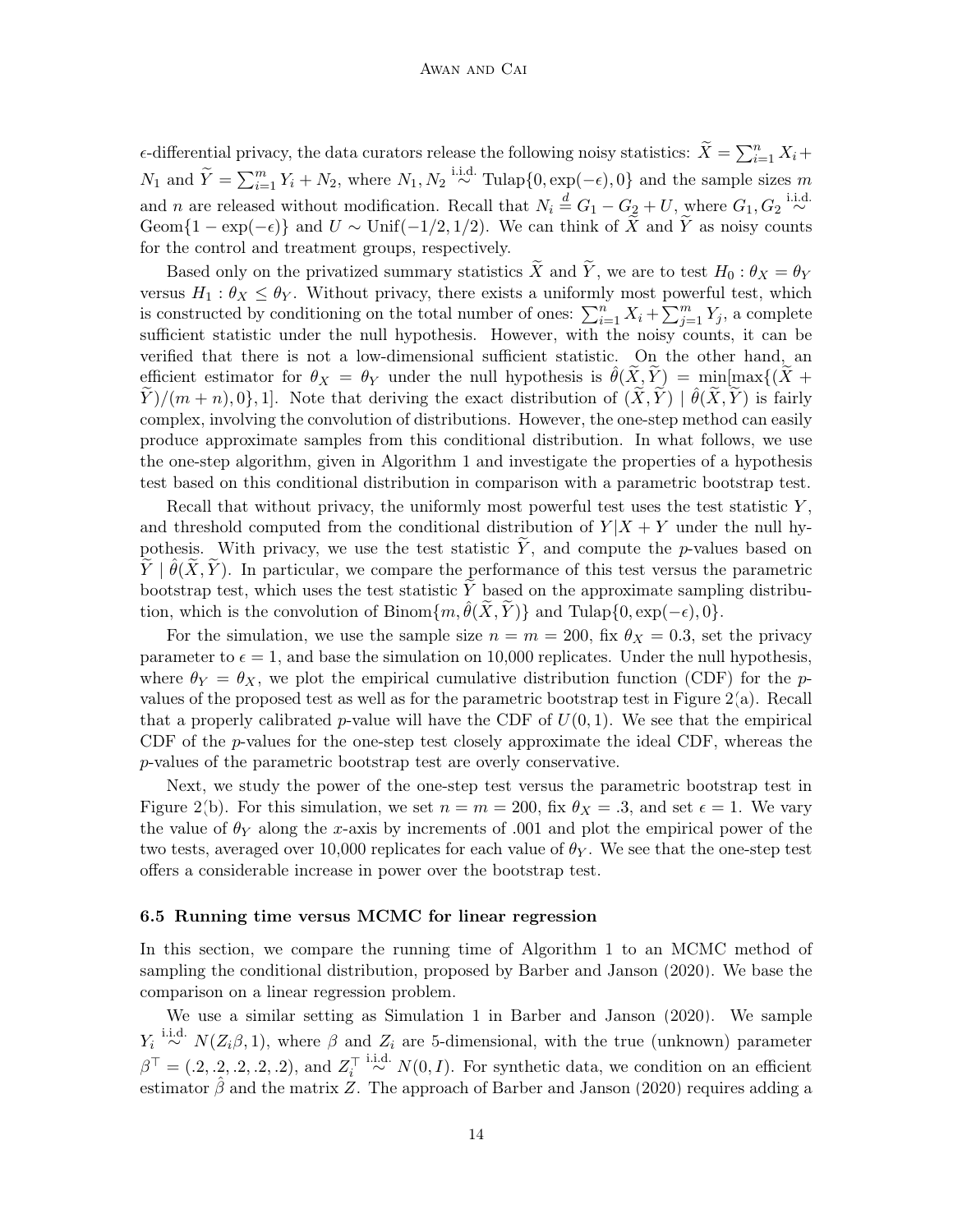$\epsilon$-differential privacy, the data curators release the following noisy statistics: $\widetilde{X} = \sum_{i=1}^n X_i + N_1$ and $\widetilde{Y} = \sum_{i=1}^m Y_i + N_2$, where $N_1, N_2 \overset{\text{i.i.d.}}{\sim} \text{Tulap}\{0, \exp(-\epsilon), 0\}$ and the sample sizes $m$ and $n$ are released without modification. Recall that $N_i \overset{d}{=} G_1 - G_2 + U$, where $G_1, G_2 \overset{\text{i.i.d.}}{\sim} \text{Geom}\{1 - \exp(-\epsilon)\}$ and $U \sim \text{Unif}(-1/2, 1/2)$. We can think of $\widetilde{X}$ and $\widetilde{Y}$ as noisy counts for the control and treatment groups, respectively.

Based only on the privatized summary statistics $\widetilde{X}$ and $\widetilde{Y}$, we are to test $H_0 : \theta_X = \theta_Y$ versus $H_1 : \theta_X \leq \theta_Y$. Without privacy, there exists a uniformly most powerful test, which is constructed by conditioning on the total number of ones: $\sum_{i=1}^n X_i + \sum_{j=1}^m Y_j$, a complete sufficient statistic under the null hypothesis. However, with the noisy counts, it can be verified that there is not a low-dimensional sufficient statistic. On the other hand, an efficient estimator for $\theta_X = \theta_Y$ under the null hypothesis is $\hat{\theta}(\widetilde{X}, \widetilde{Y}) = \min[\max\{(\widetilde{X} + \widetilde{Y})/(m+n), 0\}, 1]$. Note that deriving the exact distribution of $(\widetilde{X}, \widetilde{Y}) \mid \hat{\theta}(\widetilde{X}, \widetilde{Y})$ is fairly complex, involving the convolution of distributions. However, the one-step method can easily produce approximate samples from this conditional distribution. In what follows, we use the one-step algorithm, given in Algorithm 1 and investigate the properties of a hypothesis test based on this conditional distribution in comparison with a parametric bootstrap test.

Recall that without privacy, the uniformly most powerful test uses the test statistic $Y$, and threshold computed from the conditional distribution of $Y|X+Y$ under the null hypothesis. With privacy, we use the test statistic $\widetilde{Y}$, and compute the $p$-values based on $\widetilde{Y} \mid \hat{\theta}(\widetilde{X}, \widetilde{Y})$. In particular, we compare the performance of this test versus the parametric bootstrap test, which uses the test statistic $\widetilde{Y}$ based on the approximate sampling distribution, which is the convolution of $\text{Binom}\{m, \hat{\theta}(\widetilde{X}, \widetilde{Y})\}$ and $\text{Tulap}\{0, \exp(-\epsilon), 0\}$.

For the simulation, we use the sample size $n = m = 200$, fix $\theta_X = 0.3$, set the privacy parameter to $\epsilon = 1$, and base the simulation on 10,000 replicates. Under the null hypothesis, where $\theta_Y = \theta_X$, we plot the empirical cumulative distribution function (CDF) for the $p$-values of the proposed test as well as for the parametric bootstrap test in Figure 2(a). Recall that a properly calibrated $p$-value will have the CDF of $U(0,1)$. We see that the empirical CDF of the $p$-values for the one-step test closely approximate the ideal CDF, whereas the $p$-values of the parametric bootstrap test are overly conservative.

Next, we study the power of the one-step test versus the parametric bootstrap test in Figure 2(b). For this simulation, we set $n = m = 200$, fix $\theta_X = .3$, and set $\epsilon = 1$. We vary the value of $\theta_Y$ along the $x$-axis by increments of .001 and plot the empirical power of the two tests, averaged over 10,000 replicates for each value of $\theta_Y$. We see that the one-step test offers a considerable increase in power over the bootstrap test.

### 6.5 Running time versus MCMC for linear regression

In this section, we compare the running time of Algorithm 1 to an MCMC method of sampling the conditional distribution, proposed by Barber and Janson (2020). We base the comparison on a linear regression problem.

We use a similar setting as Simulation 1 in Barber and Janson (2020). We sample $Y_i \overset{\text{i.i.d.}}{\sim} N(Z_i\beta, 1)$, where $\beta$ and $Z_i$ are 5-dimensional, with the true (unknown) parameter $\beta^\top = (.2, .2, .2, .2, .2)$, and $Z_i^\top \overset{\text{i.i.d.}}{\sim} N(0, I)$. For synthetic data, we condition on an efficient estimator $\hat{\beta}$ and the matrix $Z$. The approach of Barber and Janson (2020) requires adding a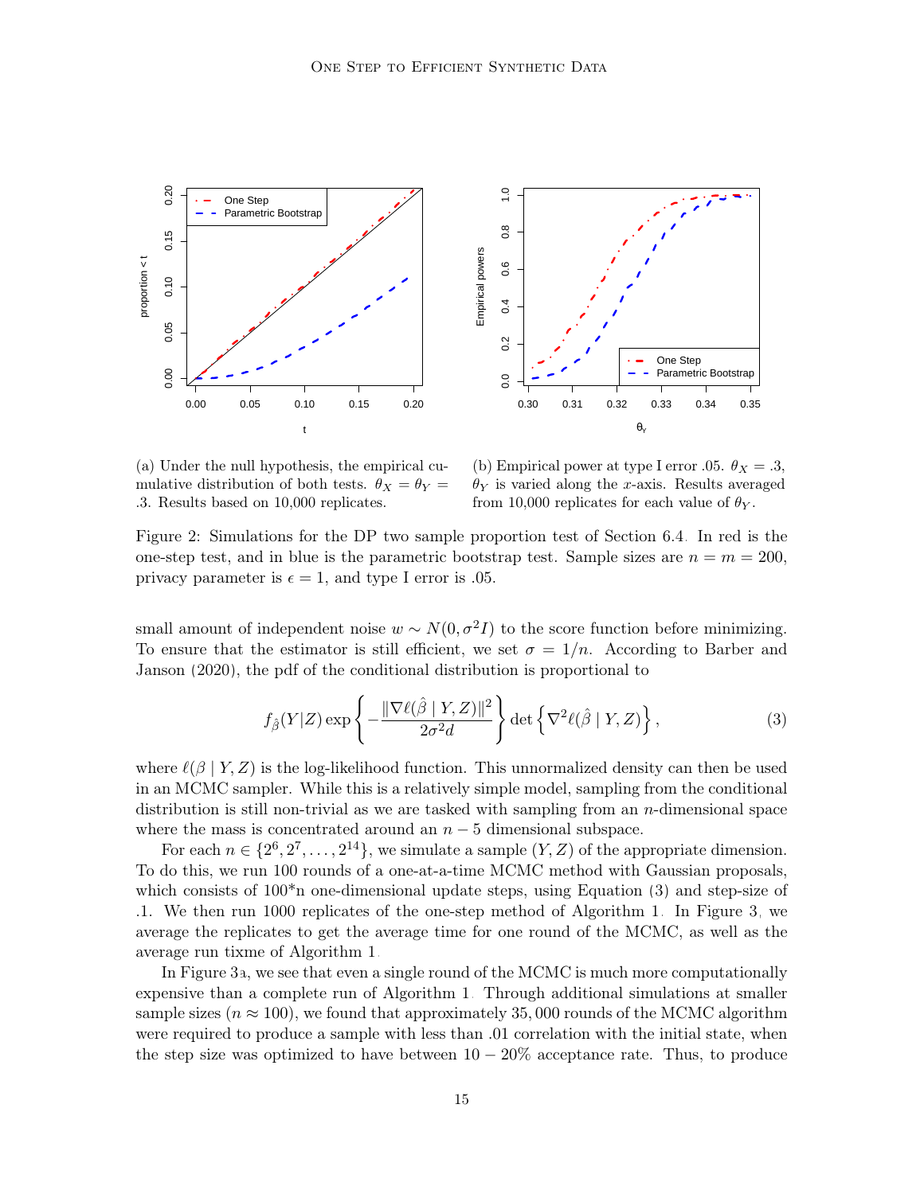(a) Under the null hypothesis, the empirical cumulative distribution of both tests. $\theta_X = \theta_Y = .3$. Results based on 10,000 replicates.

(b) Empirical power at type I error .05. $\theta_X = .3$, $\theta_Y$ is varied along the $x$-axis. Results averaged from 10,000 replicates for each value of $\theta_Y$.

Figure 2: Simulations for the DP two sample proportion test of Section 6.4. In red is the one-step test, and in blue is the parametric bootstrap test. Sample sizes are $n = m = 200$, privacy parameter is $\epsilon = 1$, and type I error is .05.

small amount of independent noise $w \sim N(0, \sigma^2 I)$ to the score function before minimizing. To ensure that the estimator is still efficient, we set $\sigma = 1/n$. According to Barber and Janson (2020), the pdf of the conditional distribution is proportional to

$$f_{\hat{\beta}}(Y|Z) \exp\left\{-\frac{\|\nabla \ell(\hat{\beta} \mid Y, Z)\|^2}{2\sigma^2 d}\right\} \det\left\{\nabla^2 \ell(\hat{\beta} \mid Y, Z)\right\}, \tag{3}$$

where $\ell(\beta \mid Y, Z)$ is the log-likelihood function. This unnormalized density can then be used in an MCMC sampler. While this is a relatively simple model, sampling from the conditional distribution is still non-trivial as we are tasked with sampling from an $n$-dimensional space where the mass is concentrated around an $n - 5$ dimensional subspace.

For each $n \in \{2^6, 2^7, \ldots, 2^{14}\}$, we simulate a sample $(Y, Z)$ of the appropriate dimension. To do this, we run 100 rounds of a one-at-a-time MCMC method with Gaussian proposals, which consists of 100*n one-dimensional update steps, using Equation (3) and step-size of .1. We then run 1000 replicates of the one-step method of Algorithm 1. In Figure 3, we average the replicates to get the average time for one round of the MCMC, as well as the average run tixme of Algorithm 1.

In Figure 3a, we see that even a single round of the MCMC is much more computationally expensive than a complete run of Algorithm 1. Through additional simulations at smaller sample sizes ($n \approx 100$), we found that approximately 35,000 rounds of the MCMC algorithm were required to produce a sample with less than .01 correlation with the initial state, when the step size was optimized to have between $10 - 20\%$ acceptance rate. Thus, to produce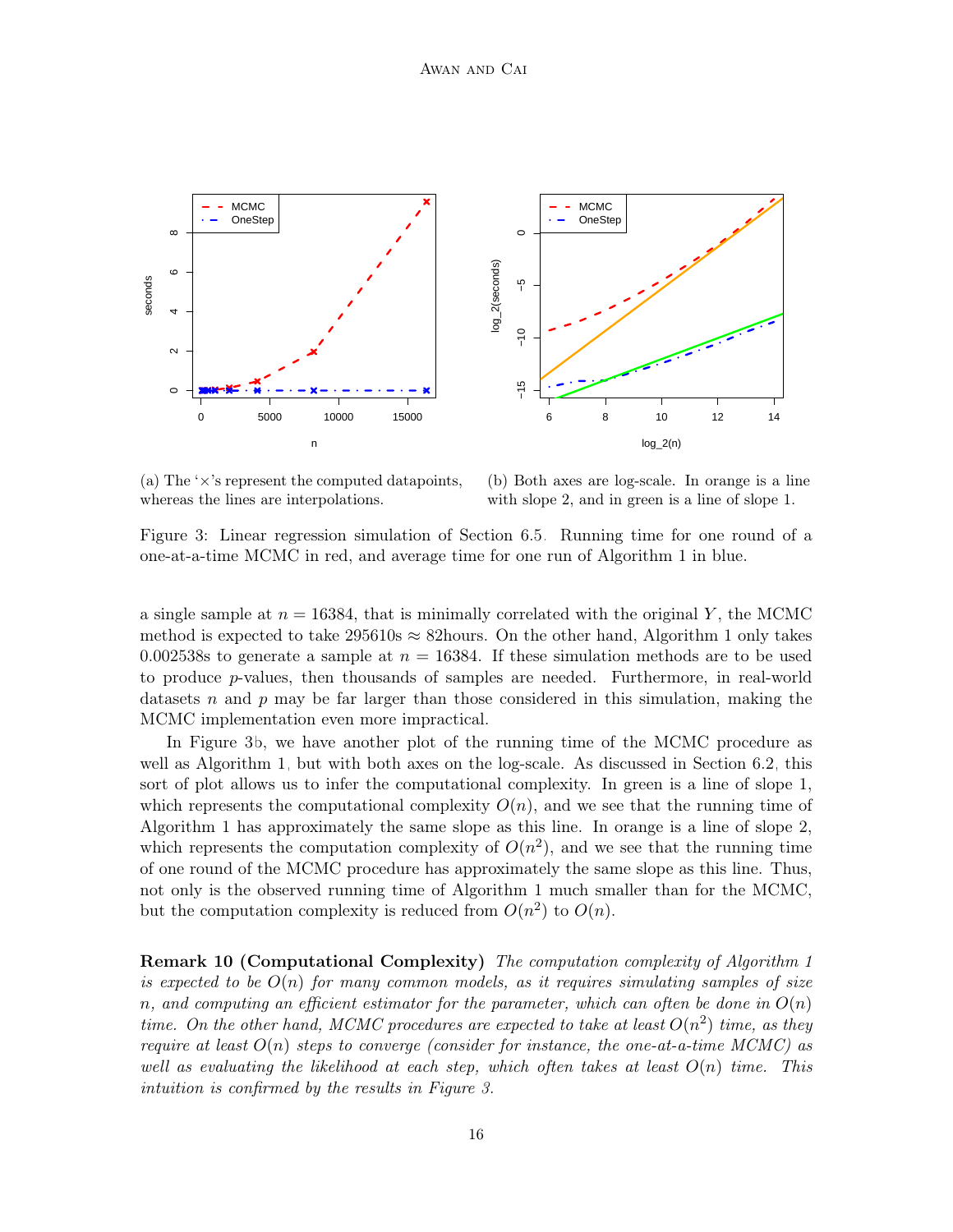(a) The '×'s represent the computed datapoints, whereas the lines are interpolations.

(b) Both axes are log-scale. In orange is a line with slope 2, and in green is a line of slope 1.

Figure 3: Linear regression simulation of Section 6.5. Running time for one round of a one-at-a-time MCMC in red, and average time for one run of Algorithm 1 in blue.

a single sample at $n = 16384$, that is minimally correlated with the original $Y$, the MCMC method is expected to take 295610s $\approx$ 82hours. On the other hand, Algorithm 1 only takes 0.002538s to generate a sample at $n = 16384$. If these simulation methods are to be used to produce $p$-values, then thousands of samples are needed. Furthermore, in real-world datasets $n$ and $p$ may be far larger than those considered in this simulation, making the MCMC implementation even more impractical.

In Figure 3b, we have another plot of the running time of the MCMC procedure as well as Algorithm 1, but with both axes on the log-scale. As discussed in Section 6.2, this sort of plot allows us to infer the computational complexity. In green is a line of slope 1, which represents the computational complexity $O(n)$, and we see that the running time of Algorithm 1 has approximately the same slope as this line. In orange is a line of slope 2, which represents the computation complexity of $O(n^2)$, and we see that the running time of one round of the MCMC procedure has approximately the same slope as this line. Thus, not only is the observed running time of Algorithm 1 much smaller than for the MCMC, but the computation complexity is reduced from $O(n^2)$ to $O(n)$.

**Remark 10 (Computational Complexity)** *The computation complexity of Algorithm 1 is expected to be $O(n)$ for many common models, as it requires simulating samples of size $n$, and computing an efficient estimator for the parameter, which can often be done in $O(n)$ time. On the other hand, MCMC procedures are expected to take at least $O(n^2)$ time, as they require at least $O(n)$ steps to converge (consider for instance, the one-at-a-time MCMC) as well as evaluating the likelihood at each step, which often takes at least $O(n)$ time. This intuition is confirmed by the results in Figure 3.*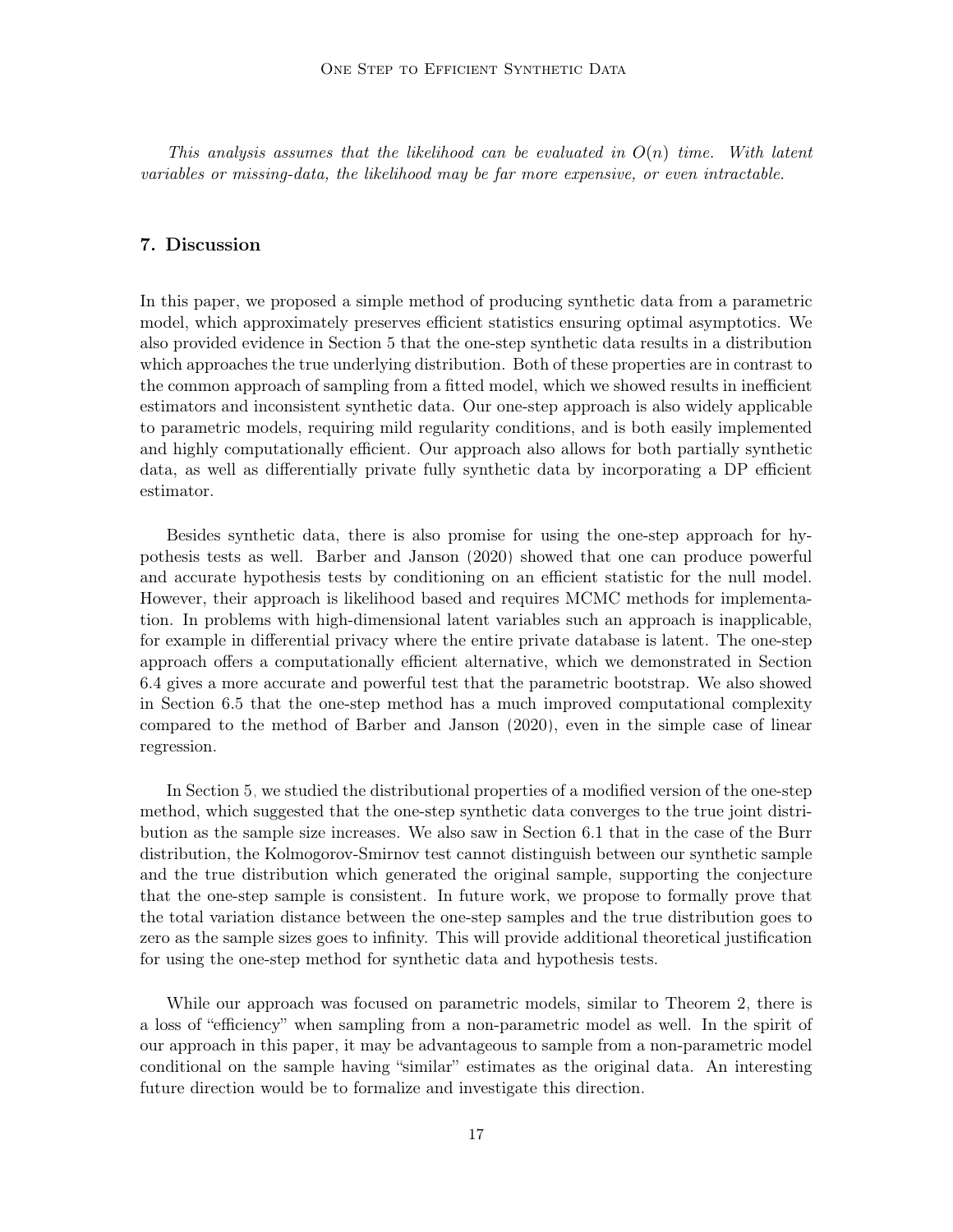*This analysis assumes that the likelihood can be evaluated in $O(n)$ time. With latent variables or missing-data, the likelihood may be far more expensive, or even intractable.*

## 7. Discussion

In this paper, we proposed a simple method of producing synthetic data from a parametric model, which approximately preserves efficient statistics ensuring optimal asymptotics. We also provided evidence in Section 5 that the one-step synthetic data results in a distribution which approaches the true underlying distribution. Both of these properties are in contrast to the common approach of sampling from a fitted model, which we showed results in inefficient estimators and inconsistent synthetic data. Our one-step approach is also widely applicable to parametric models, requiring mild regularity conditions, and is both easily implemented and highly computationally efficient. Our approach also allows for both partially synthetic data, as well as differentially private fully synthetic data by incorporating a DP efficient estimator.

Besides synthetic data, there is also promise for using the one-step approach for hypothesis tests as well. Barber and Janson (2020) showed that one can produce powerful and accurate hypothesis tests by conditioning on an efficient statistic for the null model. However, their approach is likelihood based and requires MCMC methods for implementation. In problems with high-dimensional latent variables such an approach is inapplicable, for example in differential privacy where the entire private database is latent. The one-step approach offers a computationally efficient alternative, which we demonstrated in Section 6.4 gives a more accurate and powerful test that the parametric bootstrap. We also showed in Section 6.5 that the one-step method has a much improved computational complexity compared to the method of Barber and Janson (2020), even in the simple case of linear regression.

In Section 5, we studied the distributional properties of a modified version of the one-step method, which suggested that the one-step synthetic data converges to the true joint distribution as the sample size increases. We also saw in Section 6.1 that in the case of the Burr distribution, the Kolmogorov-Smirnov test cannot distinguish between our synthetic sample and the true distribution which generated the original sample, supporting the conjecture that the one-step sample is consistent. In future work, we propose to formally prove that the total variation distance between the one-step samples and the true distribution goes to zero as the sample sizes goes to infinity. This will provide additional theoretical justification for using the one-step method for synthetic data and hypothesis tests.

While our approach was focused on parametric models, similar to Theorem 2, there is a loss of "efficiency" when sampling from a non-parametric model as well. In the spirit of our approach in this paper, it may be advantageous to sample from a non-parametric model conditional on the sample having "similar" estimates as the original data. An interesting future direction would be to formalize and investigate this direction.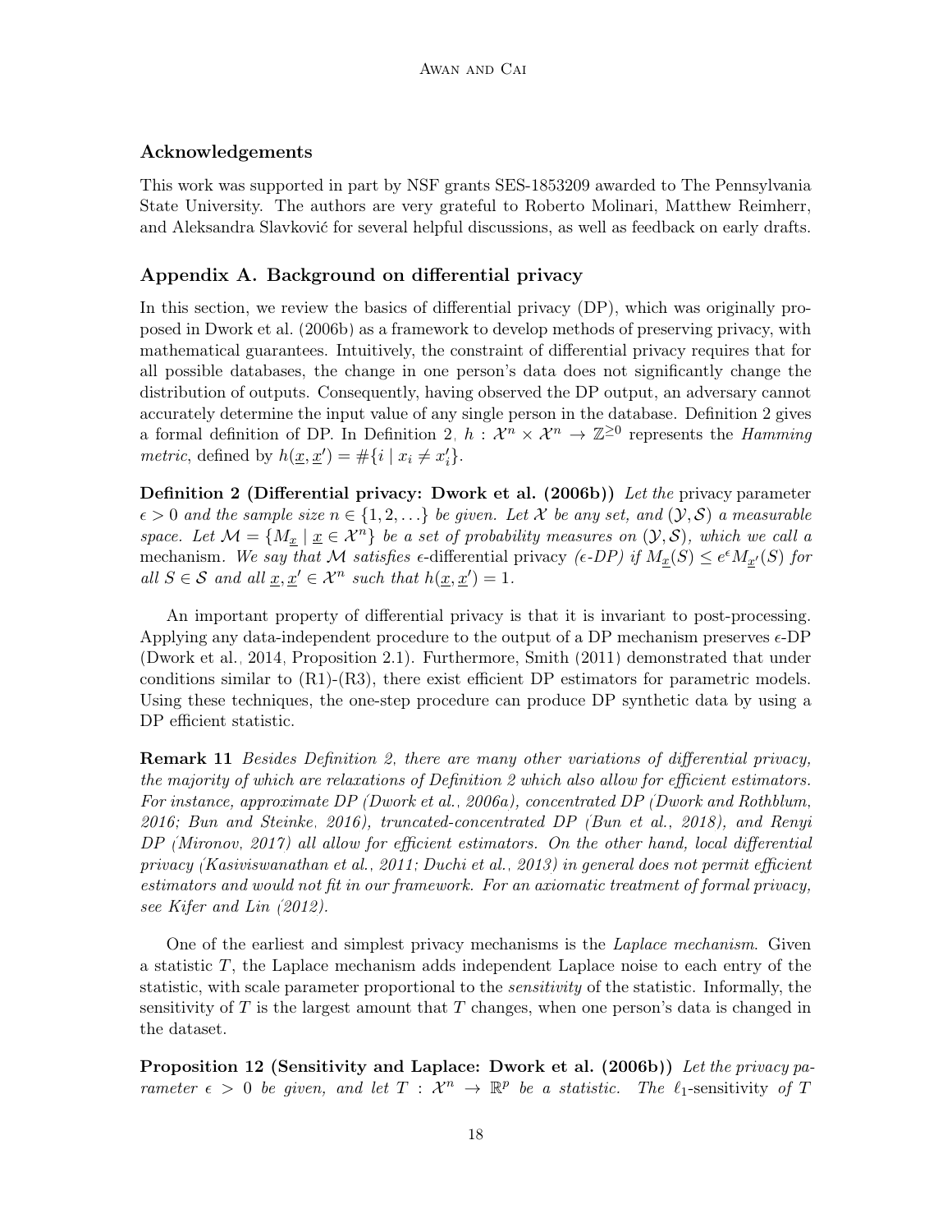## Acknowledgements

This work was supported in part by NSF grants SES-1853209 awarded to The Pennsylvania State University. The authors are very grateful to Roberto Molinari, Matthew Reimherr, and Aleksandra Slavković for several helpful discussions, as well as feedback on early drafts.

## Appendix A. Background on differential privacy

In this section, we review the basics of differential privacy (DP), which was originally proposed in Dwork et al. (2006b) as a framework to develop methods of preserving privacy, with mathematical guarantees. Intuitively, the constraint of differential privacy requires that for all possible databases, the change in one person's data does not significantly change the distribution of outputs. Consequently, having observed the DP output, an adversary cannot accurately determine the input value of any single person in the database. Definition 2 gives a formal definition of DP. In Definition 2, $h : \mathcal{X}^n \times \mathcal{X}^n \to \mathbb{Z}^{\geq 0}$ represents the *Hamming metric*, defined by $h(\underline{x}, \underline{x}') = \#\{i \mid x_i \neq x_i'\}$.

**Definition 2 (Differential privacy: Dwork et al. (2006b))** *Let the* privacy parameter *$\epsilon > 0$ and the sample size $n \in \{1, 2, \ldots\}$ be given. Let $\mathcal{X}$ be any set, and $(\mathcal{Y}, \mathcal{S})$ a measurable space. Let $\mathcal{M} = \{M_{\underline{x}} \mid \underline{x} \in \mathcal{X}^n\}$ be a set of probability measures on $(\mathcal{Y}, \mathcal{S})$, which we call a* mechanism. *We say that $\mathcal{M}$ satisfies $\epsilon$-*differential privacy *($\epsilon$-DP) if $M_{\underline{x}}(S) \leq e^{\epsilon} M_{\underline{x}'}(S)$ for all $S \in \mathcal{S}$ and all $\underline{x}, \underline{x}' \in \mathcal{X}^n$ such that $h(\underline{x}, \underline{x}') = 1$.*

An important property of differential privacy is that it is invariant to post-processing. Applying any data-independent procedure to the output of a DP mechanism preserves $\epsilon$-DP (Dwork et al., 2014, Proposition 2.1). Furthermore, Smith (2011) demonstrated that under conditions similar to (R1)-(R3), there exist efficient DP estimators for parametric models. Using these techniques, the one-step procedure can produce DP synthetic data by using a DP efficient statistic.

**Remark 11** *Besides Definition 2, there are many other variations of differential privacy, the majority of which are relaxations of Definition 2 which also allow for efficient estimators. For instance, approximate DP (Dwork et al., 2006a), concentrated DP (Dwork and Rothblum, 2016; Bun and Steinke, 2016), truncated-concentrated DP (Bun et al., 2018), and Renyi DP (Mironov, 2017) all allow for efficient estimators. On the other hand, local differential privacy (Kasiviswanathan et al., 2011; Duchi et al., 2013) in general does not permit efficient estimators and would not fit in our framework. For an axiomatic treatment of formal privacy, see Kifer and Lin (2012).*

One of the earliest and simplest privacy mechanisms is the *Laplace mechanism*. Given a statistic $T$, the Laplace mechanism adds independent Laplace noise to each entry of the statistic, with scale parameter proportional to the *sensitivity* of the statistic. Informally, the sensitivity of $T$ is the largest amount that $T$ changes, when one person's data is changed in the dataset.

**Proposition 12 (Sensitivity and Laplace: Dwork et al. (2006b))** *Let the privacy parameter $\epsilon > 0$ be given, and let $T : \mathcal{X}^n \to \mathbb{R}^p$ be a statistic. The* $\ell_1$-sensitivity *of $T$*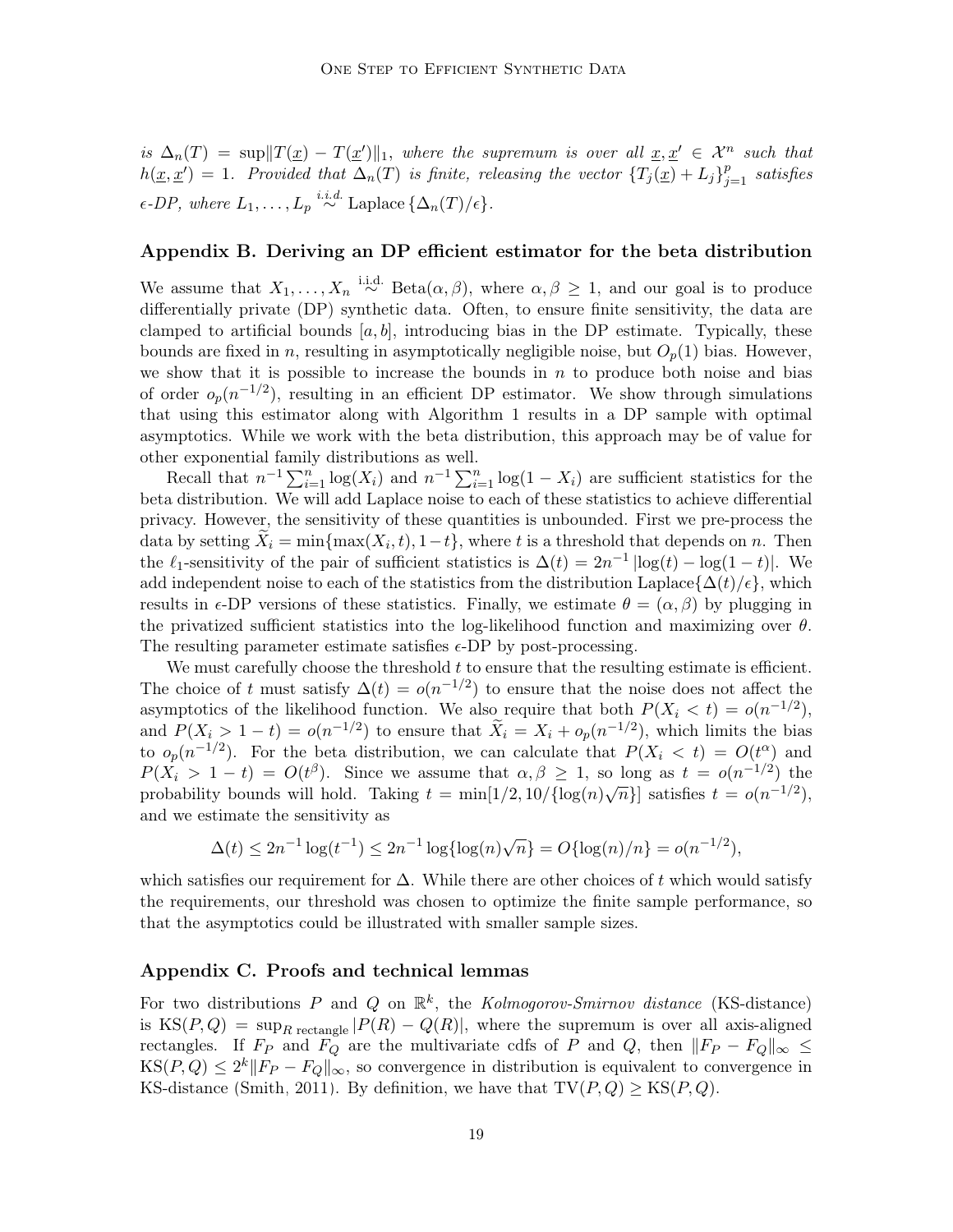*is* $\Delta_n(T) = \sup\|T(\underline{x}) - T(\underline{x}')\|_1$*, where the supremum is over all* $\underline{x}, \underline{x}' \in \mathcal{X}^n$ *such that* $h(\underline{x}, \underline{x}') = 1$*. Provided that* $\Delta_n(T)$ *is finite, releasing the vector* $\{T_j(\underline{x}) + L_j\}_{j=1}^p$ *satisfies* $\epsilon$*-DP, where* $L_1, \ldots, L_p \overset{i.i.d.}{\sim} \text{Laplace}\{\Delta_n(T)/\epsilon\}$.

## Appendix B. Deriving an DP efficient estimator for the beta distribution

We assume that $X_1, \ldots, X_n \overset{\text{i.i.d.}}{\sim} \text{Beta}(\alpha, \beta)$, where $\alpha, \beta \geq 1$, and our goal is to produce differentially private (DP) synthetic data. Often, to ensure finite sensitivity, the data are clamped to artificial bounds $[a, b]$, introducing bias in the DP estimate. Typically, these bounds are fixed in $n$, resulting in asymptotically negligible noise, but $O_p(1)$ bias. However, we show that it is possible to increase the bounds in $n$ to produce both noise and bias of order $o_p(n^{-1/2})$, resulting in an efficient DP estimator. We show through simulations that using this estimator along with Algorithm 1 results in a DP sample with optimal asymptotics. While we work with the beta distribution, this approach may be of value for other exponential family distributions as well.

Recall that $n^{-1}\sum_{i=1}^n \log(X_i)$ and $n^{-1}\sum_{i=1}^n \log(1 - X_i)$ are sufficient statistics for the beta distribution. We will add Laplace noise to each of these statistics to achieve differential privacy. However, the sensitivity of these quantities is unbounded. First we pre-process the data by setting $\widetilde{X}_i = \min\{\max(X_i, t), 1 - t\}$, where $t$ is a threshold that depends on $n$. Then the $\ell_1$-sensitivity of the pair of sufficient statistics is $\Delta(t) = 2n^{-1}|\log(t) - \log(1 - t)|$. We add independent noise to each of the statistics from the distribution Laplace$\{\Delta(t)/\epsilon\}$, which results in $\epsilon$-DP versions of these statistics. Finally, we estimate $\theta = (\alpha, \beta)$ by plugging in the privatized sufficient statistics into the log-likelihood function and maximizing over $\theta$. The resulting parameter estimate satisfies $\epsilon$-DP by post-processing.

We must carefully choose the threshold $t$ to ensure that the resulting estimate is efficient. The choice of $t$ must satisfy $\Delta(t) = o(n^{-1/2})$ to ensure that the noise does not affect the asymptotics of the likelihood function. We also require that both $P(X_i < t) = o(n^{-1/2})$, and $P(X_i > 1 - t) = o(n^{-1/2})$ to ensure that $\widetilde{X}_i = X_i + o_p(n^{-1/2})$, which limits the bias to $o_p(n^{-1/2})$. For the beta distribution, we can calculate that $P(X_i < t) = O(t^\alpha)$ and $P(X_i > 1 - t) = O(t^\beta)$. Since we assume that $\alpha, \beta \geq 1$, so long as $t = o(n^{-1/2})$ the probability bounds will hold. Taking $t = \min[1/2, 10/\{\log(n)\sqrt{n}\}]$ satisfies $t = o(n^{-1/2})$, and we estimate the sensitivity as

$$\Delta(t) \leq 2n^{-1}\log(t^{-1}) \leq 2n^{-1}\log\{\log(n)\sqrt{n}\} = O\{\log(n)/n\} = o(n^{-1/2}),$$

which satisfies our requirement for $\Delta$. While there are other choices of $t$ which would satisfy the requirements, our threshold was chosen to optimize the finite sample performance, so that the asymptotics could be illustrated with smaller sample sizes.

## Appendix C. Proofs and technical lemmas

For two distributions $P$ and $Q$ on $\mathbb{R}^k$, the *Kolmogorov-Smirnov distance* (KS-distance) is $\text{KS}(P, Q) = \sup_{R \text{ rectangle}} |P(R) - Q(R)|$, where the supremum is over all axis-aligned rectangles. If $F_P$ and $F_Q$ are the multivariate cdfs of $P$ and $Q$, then $\|F_P - F_Q\|_\infty \leq \text{KS}(P, Q) \leq 2^k\|F_P - F_Q\|_\infty$, so convergence in distribution is equivalent to convergence in KS-distance (Smith, 2011). By definition, we have that $\text{TV}(P, Q) \geq \text{KS}(P, Q)$.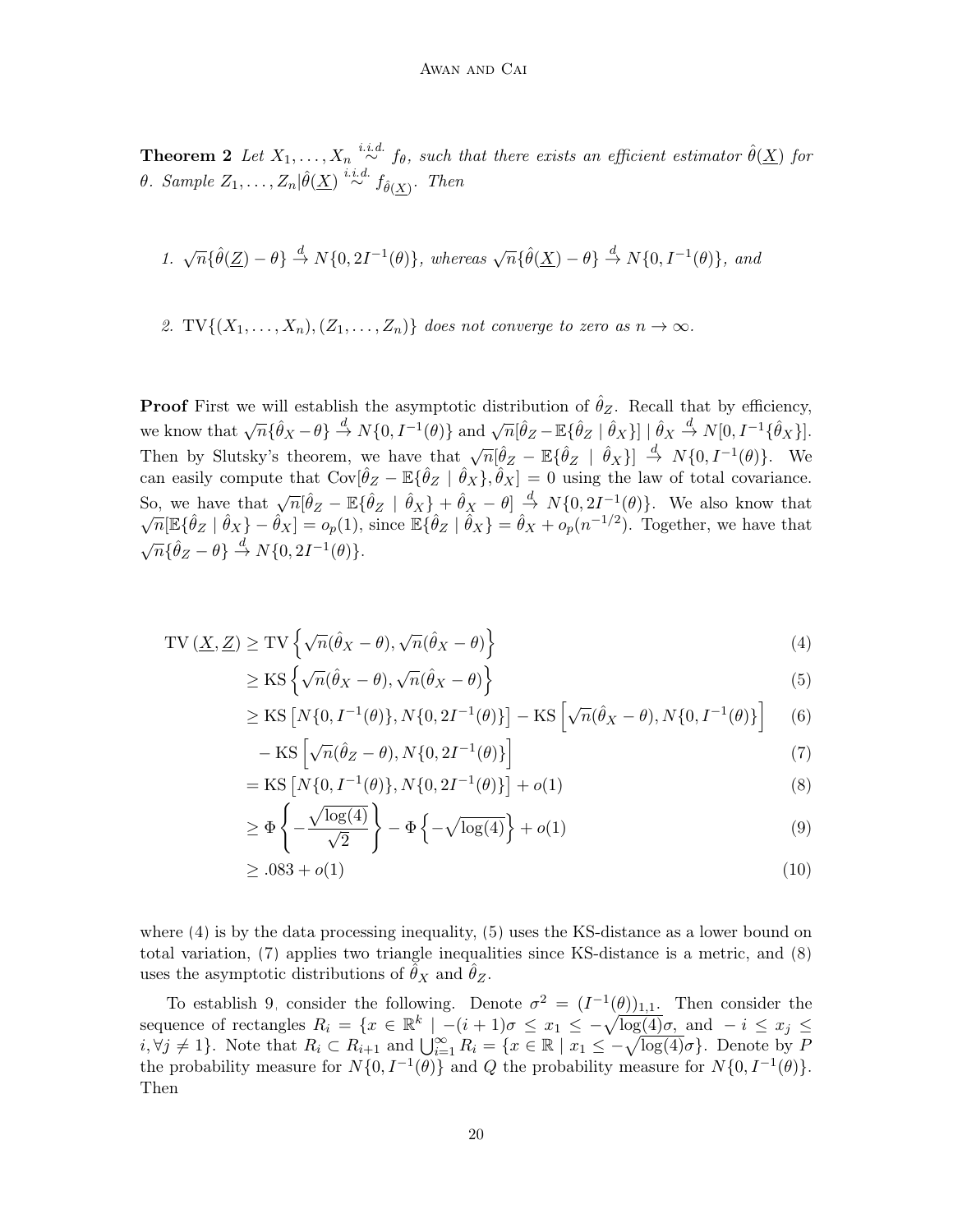**Theorem 2** *Let $X_1, \ldots, X_n \overset{i.i.d.}{\sim} f_\theta$, such that there exists an efficient estimator $\hat{\theta}(\underline{X})$ for $\theta$. Sample $Z_1, \ldots, Z_n | \hat{\theta}(\underline{X}) \overset{i.i.d.}{\sim} f_{\hat{\theta}(\underline{X})}$. Then*

1. *$\sqrt{n}\{\hat{\theta}(\underline{Z}) - \theta\} \overset{d}{\to} N\{0, 2I^{-1}(\theta)\}$, whereas $\sqrt{n}\{\hat{\theta}(\underline{X}) - \theta\} \overset{d}{\to} N\{0, I^{-1}(\theta)\}$, and*

2. *$\mathrm{TV}\{(X_1, \ldots, X_n), (Z_1, \ldots, Z_n)\}$ does not converge to zero as $n \to \infty$.*

**Proof** First we will establish the asymptotic distribution of $\hat{\theta}_Z$. Recall that by efficiency, we know that $\sqrt{n}\{\hat{\theta}_X - \theta\} \overset{d}{\to} N\{0, I^{-1}(\theta)\}$ and $\sqrt{n}[\hat{\theta}_Z - \mathbb{E}\{\hat{\theta}_Z \mid \hat{\theta}_X\}] \mid \hat{\theta}_X \overset{d}{\to} N[0, I^{-1}\{\hat{\theta}_X\}]$. Then by Slutsky's theorem, we have that $\sqrt{n}[\hat{\theta}_Z - \mathbb{E}\{\hat{\theta}_Z \mid \hat{\theta}_X\}] \overset{d}{\to} N\{0, I^{-1}(\theta)\}$. We can easily compute that $\mathrm{Cov}[\hat{\theta}_Z - \mathbb{E}\{\hat{\theta}_Z \mid \hat{\theta}_X\}, \hat{\theta}_X] = 0$ using the law of total covariance. So, we have that $\sqrt{n}[\hat{\theta}_Z - \mathbb{E}\{\hat{\theta}_Z \mid \hat{\theta}_X\} + \hat{\theta}_X - \theta] \overset{d}{\to} N\{0, 2I^{-1}(\theta)\}$. We also know that $\sqrt{n}[\mathbb{E}\{\hat{\theta}_Z \mid \hat{\theta}_X\} - \hat{\theta}_X] = o_p(1)$, since $\mathbb{E}\{\hat{\theta}_Z \mid \hat{\theta}_X\} = \hat{\theta}_X + o_p(n^{-1/2})$. Together, we have that $\sqrt{n}\{\hat{\theta}_Z - \theta\} \overset{d}{\to} N\{0, 2I^{-1}(\theta)\}$.

$$
\begin{aligned}
\mathrm{TV}\left(\underline{X}, \underline{Z}\right) &\geq \mathrm{TV}\left\{\sqrt{n}(\hat{\theta}_X - \theta), \sqrt{n}(\hat{\theta}_X - \theta)\right\} & (4)\\
&\geq \mathrm{KS}\left\{\sqrt{n}(\hat{\theta}_X - \theta), \sqrt{n}(\hat{\theta}_X - \theta)\right\} & (5)\\
&\geq \mathrm{KS}\left[N\{0, I^{-1}(\theta)\}, N\{0, 2I^{-1}(\theta)\}\right] - \mathrm{KS}\left[\sqrt{n}(\hat{\theta}_X - \theta), N\{0, I^{-1}(\theta)\}\right] & (6)\\
&\quad - \mathrm{KS}\left[\sqrt{n}(\hat{\theta}_Z - \theta), N\{0, 2I^{-1}(\theta)\}\right] & (7)\\
&= \mathrm{KS}\left[N\{0, I^{-1}(\theta)\}, N\{0, 2I^{-1}(\theta)\}\right] + o(1) & (8)\\
&\geq \Phi\left\{-\frac{\sqrt{\log(4)}}{\sqrt{2}}\right\} - \Phi\left\{-\sqrt{\log(4)}\right\} + o(1) & (9)\\
&\geq .083 + o(1) & (10)
\end{aligned}
$$

where (4) is by the data processing inequality, (5) uses the KS-distance as a lower bound on total variation, (7) applies two triangle inequalities since KS-distance is a metric, and (8) uses the asymptotic distributions of $\hat{\theta}_X$ and $\hat{\theta}_Z$.

To establish 9, consider the following. Denote $\sigma^2 = (I^{-1}(\theta))_{1,1}$. Then consider the sequence of rectangles $R_i = \{x \in \mathbb{R}^k \mid -(i+1)\sigma \leq x_1 \leq -\sqrt{\log(4)}\sigma, \text{ and } -i \leq x_j \leq i, \forall j \neq 1\}$. Note that $R_i \subset R_{i+1}$ and $\bigcup_{i=1}^{\infty} R_i = \{x \in \mathbb{R} \mid x_1 \leq -\sqrt{\log(4)}\sigma\}$. Denote by $P$ the probability measure for $N\{0, I^{-1}(\theta)\}$ and $Q$ the probability measure for $N\{0, I^{-1}(\theta)\}$. Then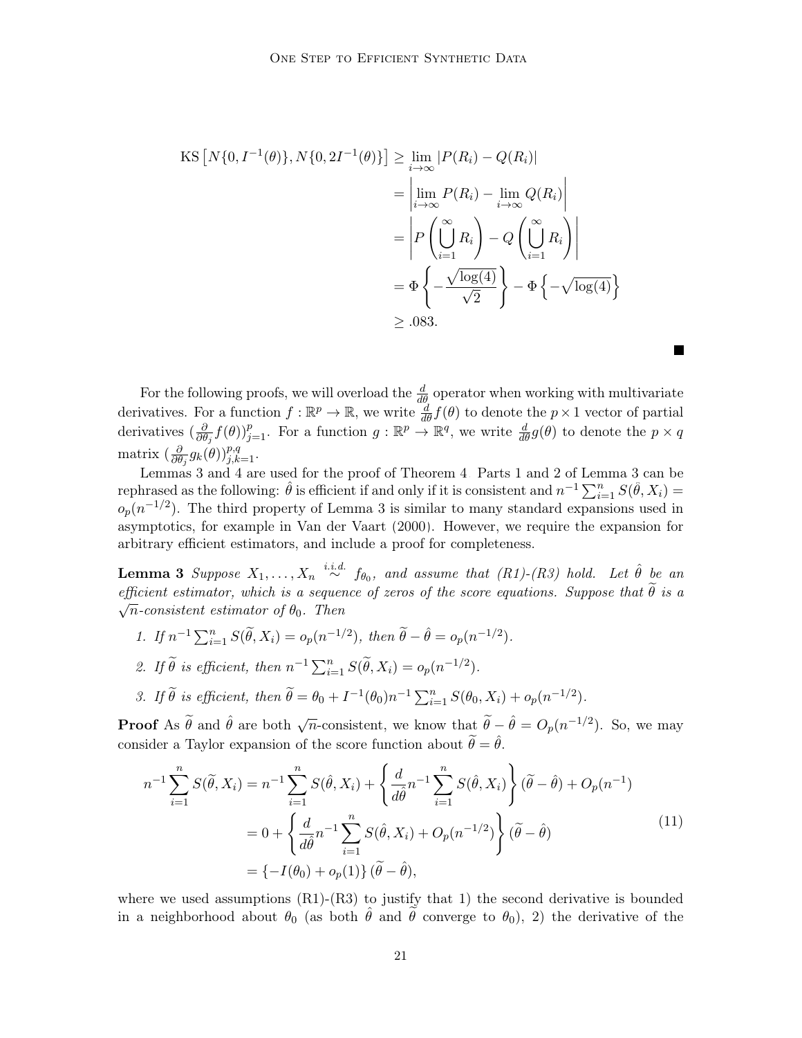$$
\begin{aligned}
\text{KS}\left[N\{0, I^{-1}(\theta)\}, N\{0, 2I^{-1}(\theta)\}\right] &\geq \lim_{i\to\infty} |P(R_i) - Q(R_i)| \\
&= \left|\lim_{i\to\infty} P(R_i) - \lim_{i\to\infty} Q(R_i)\right| \\
&= \left|P\left(\bigcup_{i=1}^{\infty} R_i\right) - Q\left(\bigcup_{i=1}^{\infty} R_i\right)\right| \\
&= \Phi\left\{-\frac{\sqrt{\log(4)}}{\sqrt{2}}\right\} - \Phi\left\{-\sqrt{\log(4)}\right\} \\
&\geq .083.
\end{aligned}
$$

■

For the following proofs, we will overload the $\frac{d}{d\theta}$ operator when working with multivariate derivatives. For a function $f : \mathbb{R}^p \to \mathbb{R}$, we write $\frac{d}{d\theta} f(\theta)$ to denote the $p \times 1$ vector of partial derivatives $(\frac{\partial}{\partial \theta_j} f(\theta))_{j=1}^p$. For a function $g : \mathbb{R}^p \to \mathbb{R}^q$, we write $\frac{d}{d\theta} g(\theta)$ to denote the $p \times q$ matrix $(\frac{\partial}{\partial \theta_j} g_k(\theta))_{j,k=1}^{p,q}$.

Lemmas 3 and 4 are used for the proof of Theorem 4. Parts 1 and 2 of Lemma 3 can be rephrased as the following: $\hat{\theta}$ is efficient if and only if it is consistent and $n^{-1}\sum_{i=1}^n S(\hat{\theta}, X_i) = o_p(n^{-1/2})$. The third property of Lemma 3 is similar to many standard expansions used in asymptotics, for example in Van der Vaart (2000). However, we require the expansion for arbitrary efficient estimators, and include a proof for completeness.

**Lemma 3** *Suppose $X_1, \ldots, X_n \overset{i.i.d.}{\sim} f_{\theta_0}$, and assume that (R1)-(R3) hold. Let $\hat{\theta}$ be an efficient estimator, which is a sequence of zeros of the score equations. Suppose that $\widetilde{\theta}$ is a $\sqrt{n}$-consistent estimator of $\theta_0$. Then*

1. *If $n^{-1}\sum_{i=1}^n S(\widetilde{\theta}, X_i) = o_p(n^{-1/2})$, then $\widetilde{\theta} - \hat{\theta} = o_p(n^{-1/2})$.*
2. *If $\widetilde{\theta}$ is efficient, then $n^{-1}\sum_{i=1}^n S(\widetilde{\theta}, X_i) = o_p(n^{-1/2})$.*
3. *If $\widetilde{\theta}$ is efficient, then $\widetilde{\theta} = \theta_0 + I^{-1}(\theta_0) n^{-1}\sum_{i=1}^n S(\theta_0, X_i) + o_p(n^{-1/2})$.*

**Proof** As $\widetilde{\theta}$ and $\hat{\theta}$ are both $\sqrt{n}$-consistent, we know that $\widetilde{\theta} - \hat{\theta} = O_p(n^{-1/2})$. So, we may consider a Taylor expansion of the score function about $\widetilde{\theta} = \hat{\theta}$.

$$
\begin{aligned}
n^{-1}\sum_{i=1}^n S(\widetilde{\theta}, X_i) &= n^{-1}\sum_{i=1}^n S(\hat{\theta}, X_i) + \left\{\frac{d}{d\hat{\theta}} n^{-1}\sum_{i=1}^n S(\hat{\theta}, X_i)\right\}(\widetilde{\theta} - \hat{\theta}) + O_p(n^{-1}) \\
&= 0 + \left\{\frac{d}{d\hat{\theta}} n^{-1}\sum_{i=1}^n S(\hat{\theta}, X_i) + O_p(n^{-1/2})\right\}(\widetilde{\theta} - \hat{\theta}) \\
&= \{-I(\theta_0) + o_p(1)\}(\widetilde{\theta} - \hat{\theta}),
\end{aligned}
\tag{11}
$$

where we used assumptions (R1)-(R3) to justify that 1) the second derivative is bounded in a neighborhood about $\theta_0$ (as both $\hat{\theta}$ and $\widetilde{\theta}$ converge to $\theta_0$), 2) the derivative of the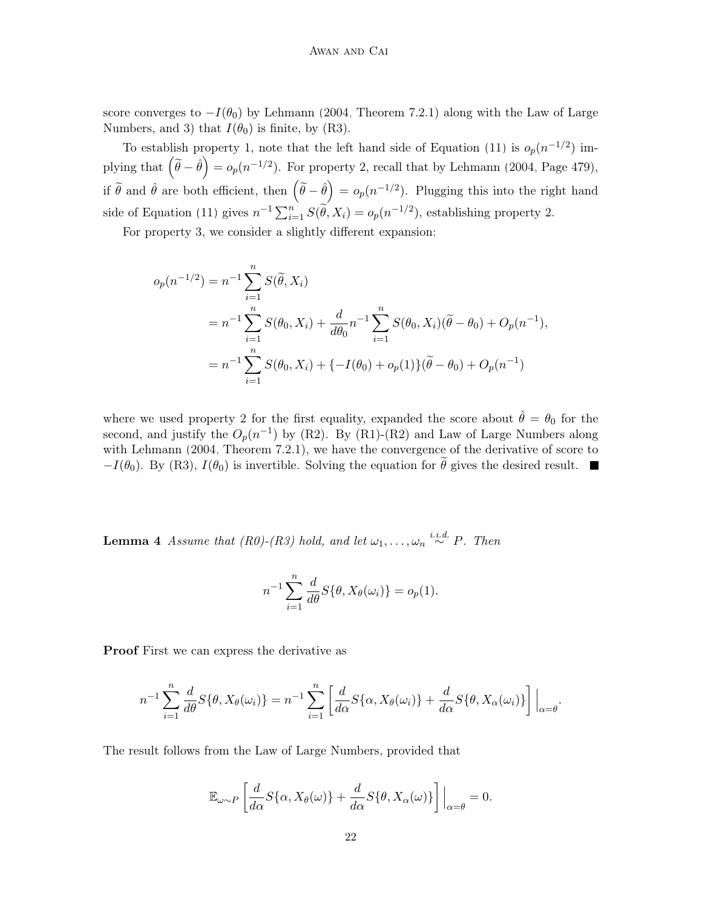score converges to $-I(\theta_0)$ by Lehmann (2004, Theorem 7.2.1) along with the Law of Large Numbers, and 3) that $I(\theta_0)$ is finite, by (R3).

To establish property 1, note that the left hand side of Equation (11) is $o_p(n^{-1/2})$ implying that $\left(\widetilde{\theta} - \hat{\theta}\right) = o_p(n^{-1/2})$. For property 2, recall that by Lehmann (2004, Page 479), if $\widetilde{\theta}$ and $\hat{\theta}$ are both efficient, then $\left(\widetilde{\theta} - \hat{\theta}\right) = o_p(n^{-1/2})$. Plugging this into the right hand side of Equation (11) gives $n^{-1}\sum_{i=1}^n S(\widetilde{\theta}, X_i) = o_p(n^{-1/2})$, establishing property 2.

For property 3, we consider a slightly different expansion:

$$
\begin{aligned}
o_p(n^{-1/2}) &= n^{-1}\sum_{i=1}^n S(\widetilde{\theta}, X_i) \\
&= n^{-1}\sum_{i=1}^n S(\theta_0, X_i) + \frac{d}{d\theta_0} n^{-1}\sum_{i=1}^n S(\theta_0, X_i)(\widetilde{\theta} - \theta_0) + O_p(n^{-1}), \\
&= n^{-1}\sum_{i=1}^n S(\theta_0, X_i) + \{-I(\theta_0) + o_p(1)\}(\widetilde{\theta} - \theta_0) + O_p(n^{-1})
\end{aligned}
$$

where we used property 2 for the first equality, expanded the score about $\hat{\theta} = \theta_0$ for the second, and justify the $O_p(n^{-1})$ by (R2). By (R1)-(R2) and Law of Large Numbers along with Lehmann (2004, Theorem 7.2.1), we have the convergence of the derivative of score to $-I(\theta_0)$. By (R3), $I(\theta_0)$ is invertible. Solving the equation for $\widetilde{\theta}$ gives the desired result. ■

**Lemma 4** *Assume that (R0)-(R3) hold, and let $\omega_1, \ldots, \omega_n \overset{i.i.d.}{\sim} P$. Then*

$$
n^{-1}\sum_{i=1}^n \frac{d}{d\theta} S\{\theta, X_\theta(\omega_i)\} = o_p(1).
$$

**Proof** First we can express the derivative as

$$
n^{-1}\sum_{i=1}^n \frac{d}{d\theta} S\{\theta, X_\theta(\omega_i)\} = n^{-1}\sum_{i=1}^n \left[\frac{d}{d\alpha} S\{\alpha, X_\theta(\omega_i)\} + \frac{d}{d\alpha} S\{\theta, X_\alpha(\omega_i)\}\right]\Big|_{\alpha=\theta}.
$$

The result follows from the Law of Large Numbers, provided that

$$
\mathbb{E}_{\omega\sim P}\left[\frac{d}{d\alpha} S\{\alpha, X_\theta(\omega)\} + \frac{d}{d\alpha} S\{\theta, X_\alpha(\omega)\}\right]\Big|_{\alpha=\theta} = 0.
$$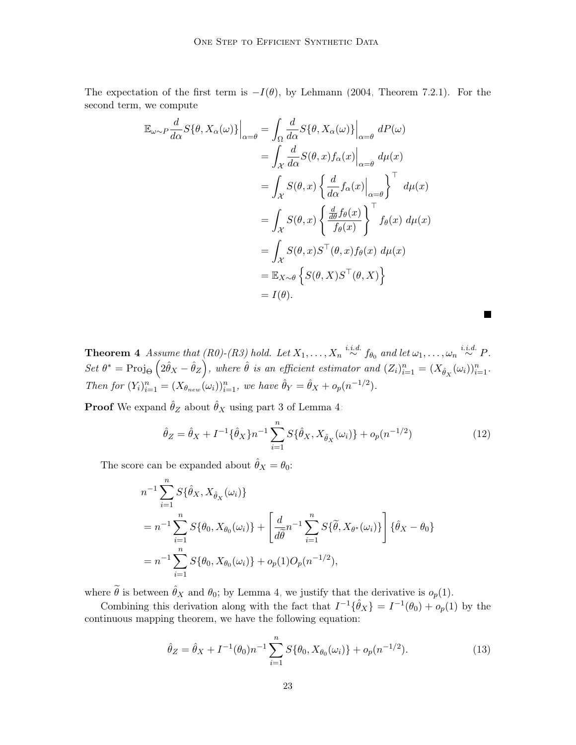The expectation of the first term is $-I(\theta)$, by Lehmann (2004, Theorem 7.2.1). For the second term, we compute

$$
\begin{aligned}
\mathbb{E}_{\omega \sim P} \frac{d}{d\alpha} S\{\theta, X_\alpha(\omega)\}\Big|_{\alpha=\theta} &= \int_\Omega \frac{d}{d\alpha} S\{\theta, X_\alpha(\omega)\}\Big|_{\alpha=\theta} \, dP(\omega) \\
&= \int_{\mathcal{X}} \frac{d}{d\alpha} S(\theta, x) f_\alpha(x)\Big|_{\alpha=\theta} \, d\mu(x) \\
&= \int_{\mathcal{X}} S(\theta, x) \left\{ \frac{d}{d\alpha} f_\alpha(x)\Big|_{\alpha=\theta} \right\}^\top \, d\mu(x) \\
&= \int_{\mathcal{X}} S(\theta, x) \left\{ \frac{\frac{d}{d\theta} f_\theta(x)}{f_\theta(x)} \right\}^\top f_\theta(x) \, d\mu(x) \\
&= \int_{\mathcal{X}} S(\theta, x) S^\top(\theta, x) f_\theta(x) \, d\mu(x) \\
&= \mathbb{E}_{X \sim \theta} \left\{ S(\theta, X) S^\top(\theta, X) \right\} \\
&= I(\theta).
\end{aligned}
$$

■

**Theorem 4** *Assume that (R0)-(R3) hold. Let $X_1, \ldots, X_n \overset{i.i.d.}{\sim} f_{\theta_0}$ and let $\omega_1, \ldots, \omega_n \overset{i.i.d.}{\sim} P$. Set $\theta^* = \mathrm{Proj}_\Theta\left(2\hat{\theta}_X - \hat{\theta}_Z\right)$, where $\hat{\theta}$ is an efficient estimator and $(Z_i)_{i=1}^n = (X_{\hat{\theta}_X}(\omega_i))_{i=1}^n$. Then for $(Y_i)_{i=1}^n = (X_{\theta_{new}}(\omega_i))_{i=1}^n$, we have $\hat{\theta}_Y = \hat{\theta}_X + o_p(n^{-1/2})$.*

**Proof** We expand $\hat{\theta}_Z$ about $\hat{\theta}_X$ using part 3 of Lemma 4:

$$
\hat{\theta}_Z = \hat{\theta}_X + I^{-1}\{\hat{\theta}_X\} n^{-1} \sum_{i=1}^n S\{\hat{\theta}_X, X_{\hat{\theta}_X}(\omega_i)\} + o_p(n^{-1/2}) \tag{12}
$$

The score can be expanded about $\hat{\theta}_X = \theta_0$:

$$
\begin{aligned}
&n^{-1} \sum_{i=1}^n S\{\hat{\theta}_X, X_{\hat{\theta}_X}(\omega_i)\} \\
&= n^{-1} \sum_{i=1}^n S\{\theta_0, X_{\theta_0}(\omega_i)\} + \left[ \frac{d}{d\widetilde{\theta}} n^{-1} \sum_{i=1}^n S\{\widetilde{\theta}, X_{\theta^*}(\omega_i)\} \right] \{\hat{\theta}_X - \theta_0\} \\
&= n^{-1} \sum_{i=1}^n S\{\theta_0, X_{\theta_0}(\omega_i)\} + o_p(1) O_p(n^{-1/2}),
\end{aligned}
$$

where $\widetilde{\theta}$ is between $\hat{\theta}_X$ and $\theta_0$; by Lemma 4, we justify that the derivative is $o_p(1)$.

Combining this derivation along with the fact that $I^{-1}\{\hat{\theta}_X\} = I^{-1}(\theta_0) + o_p(1)$ by the continuous mapping theorem, we have the following equation:

$$
\hat{\theta}_Z = \hat{\theta}_X + I^{-1}(\theta_0) n^{-1} \sum_{i=1}^n S\{\theta_0, X_{\theta_0}(\omega_i)\} + o_p(n^{-1/2}). \tag{13}
$$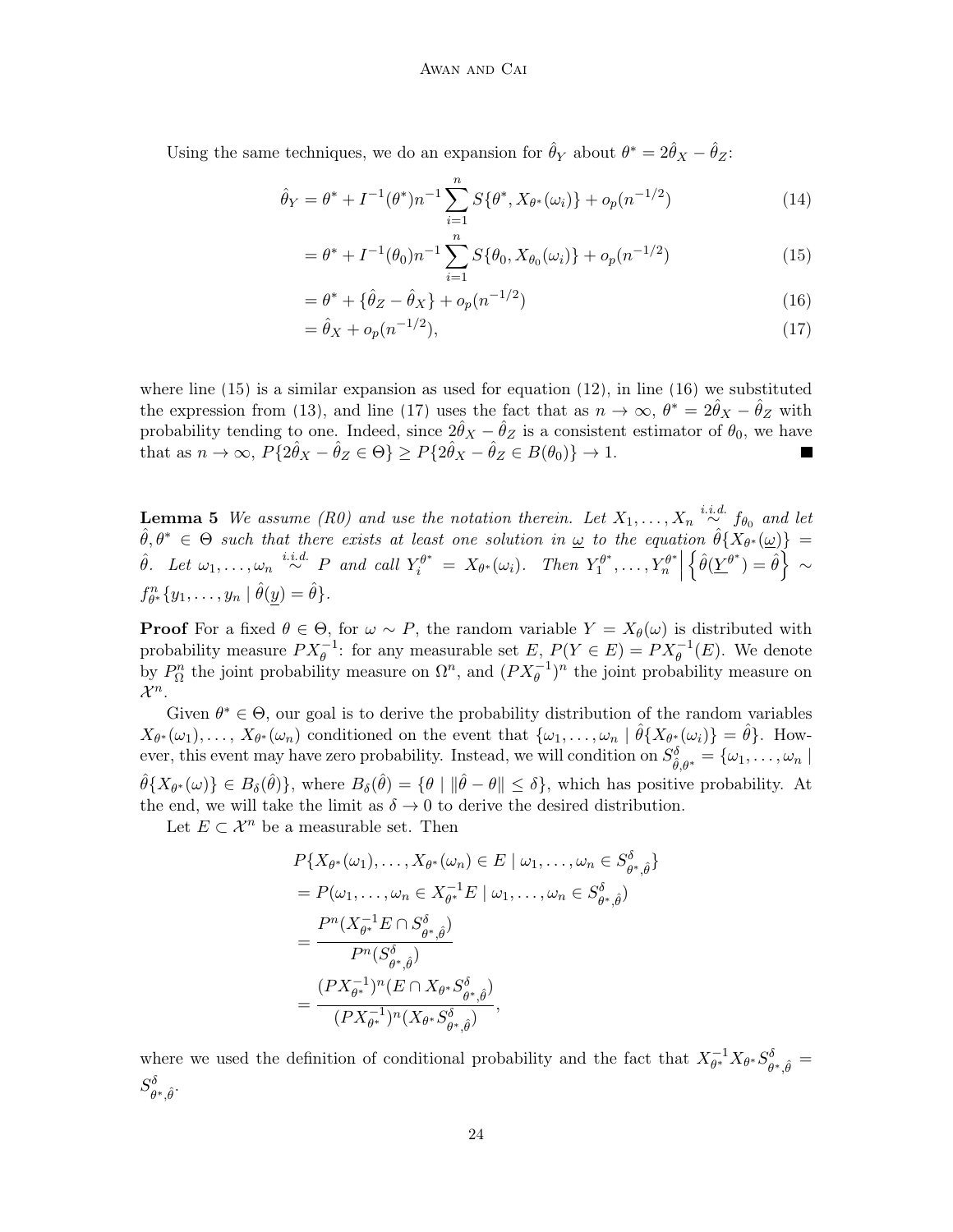Using the same techniques, we do an expansion for $\hat{\theta}_Y$ about $\theta^* = 2\hat{\theta}_X - \hat{\theta}_Z$:

$$\hat{\theta}_Y = \theta^* + I^{-1}(\theta^*) n^{-1} \sum_{i=1}^n S\{\theta^*, X_{\theta^*}(\omega_i)\} + o_p(n^{-1/2}) \tag{14}$$

$$= \theta^* + I^{-1}(\theta_0) n^{-1} \sum_{i=1}^n S\{\theta_0, X_{\theta_0}(\omega_i)\} + o_p(n^{-1/2}) \tag{15}$$

$$= \theta^* + \{\hat{\theta}_Z - \hat{\theta}_X\} + o_p(n^{-1/2}) \tag{16}$$

$$= \hat{\theta}_X + o_p(n^{-1/2}), \tag{17}$$

where line (15) is a similar expansion as used for equation (12), in line (16) we substituted the expression from (13), and line (17) uses the fact that as $n \to \infty$, $\theta^* = 2\hat{\theta}_X - \hat{\theta}_Z$ with probability tending to one. Indeed, since $2\hat{\theta}_X - \hat{\theta}_Z$ is a consistent estimator of $\theta_0$, we have that as $n \to \infty$, $P\{2\hat{\theta}_X - \hat{\theta}_Z \in \Theta\} \geq P\{2\hat{\theta}_X - \hat{\theta}_Z \in B(\theta_0)\} \to 1$. ∎

**Lemma 5** *We assume (R0) and use the notation therein. Let* $X_1, \ldots, X_n \overset{i.i.d.}{\sim} f_{\theta_0}$ *and let* $\hat{\theta}, \theta^* \in \Theta$ *such that there exists at least one solution in* $\underline{\omega}$ *to the equation* $\hat{\theta}\{X_{\theta^*}(\underline{\omega})\} = \hat{\theta}$. *Let* $\omega_1, \ldots, \omega_n \overset{i.i.d.}{\sim} P$ *and call* $Y_i^{\theta^*} = X_{\theta^*}(\omega_i)$. *Then* $Y_1^{\theta^*}, \ldots, Y_n^{\theta^*} \Big| \Big\{\hat{\theta}(\underline{Y}^{\theta^*}) = \hat{\theta}\Big\} \sim f_{\theta^*}^n\{y_1, \ldots, y_n \mid \hat{\theta}(\underline{y}) = \hat{\theta}\}$.

**Proof** For a fixed $\theta \in \Theta$, for $\omega \sim P$, the random variable $Y = X_\theta(\omega)$ is distributed with probability measure $PX_\theta^{-1}$: for any measurable set $E$, $P(Y \in E) = PX_\theta^{-1}(E)$. We denote by $P_\Omega^n$ the joint probability measure on $\Omega^n$, and $(PX_\theta^{-1})^n$ the joint probability measure on $\mathcal{X}^n$.

Given $\theta^* \in \Theta$, our goal is to derive the probability distribution of the random variables $X_{\theta^*}(\omega_1), \ldots, X_{\theta^*}(\omega_n)$ conditioned on the event that $\{\omega_1, \ldots, \omega_n \mid \hat{\theta}\{X_{\theta^*}(\omega_i)\} = \hat{\theta}\}$. However, this event may have zero probability. Instead, we will condition on $S_{\hat{\theta},\theta^*}^\delta = \{\omega_1, \ldots, \omega_n \mid \hat{\theta}\{X_{\theta^*}(\omega)\} \in B_\delta(\hat{\theta})\}$, where $B_\delta(\hat{\theta}) = \{\theta \mid \|\hat{\theta} - \theta\| \leq \delta\}$, which has positive probability. At the end, we will take the limit as $\delta \to 0$ to derive the desired distribution.

Let $E \subset \mathcal{X}^n$ be a measurable set. Then

$$\begin{aligned}
&P\{X_{\theta^*}(\omega_1), \ldots, X_{\theta^*}(\omega_n) \in E \mid \omega_1, \ldots, \omega_n \in S_{\theta^*,\hat{\theta}}^\delta\} \\
&= P(\omega_1, \ldots, \omega_n \in X_{\theta^*}^{-1} E \mid \omega_1, \ldots, \omega_n \in S_{\theta^*,\hat{\theta}}^\delta) \\
&= \frac{P^n(X_{\theta^*}^{-1} E \cap S_{\theta^*,\hat{\theta}}^\delta)}{P^n(S_{\theta^*,\hat{\theta}}^\delta)} \\
&= \frac{(PX_{\theta^*}^{-1})^n(E \cap X_{\theta^*} S_{\theta^*,\hat{\theta}}^\delta)}{(PX_{\theta^*}^{-1})^n(X_{\theta^*} S_{\theta^*,\hat{\theta}}^\delta)},
\end{aligned}$$

where we used the definition of conditional probability and the fact that $X_{\theta^*}^{-1} X_{\theta^*} S_{\theta^*,\hat{\theta}}^\delta = S_{\theta^*,\hat{\theta}}^\delta$.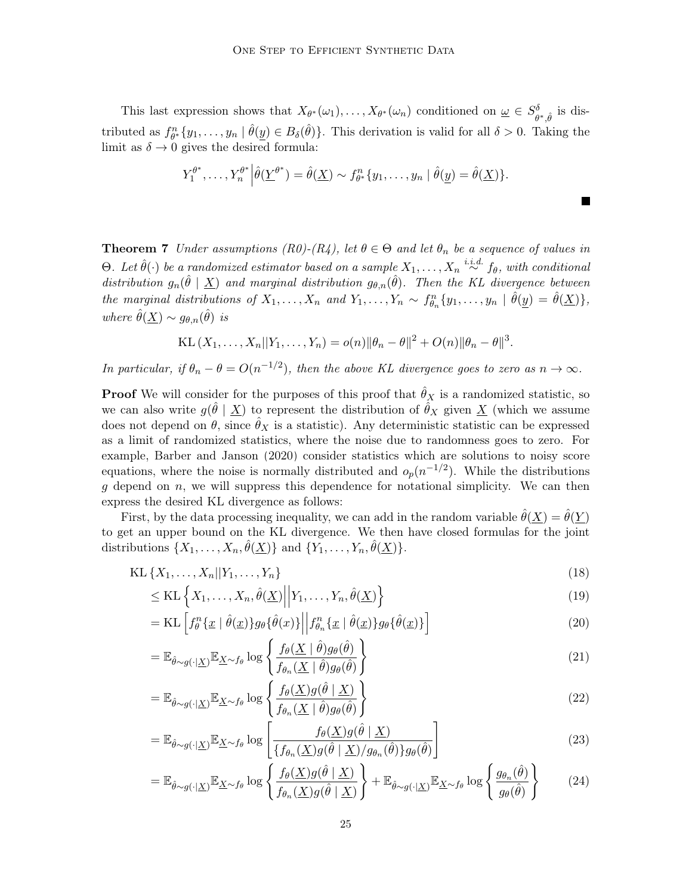This last expression shows that $X_{\theta^*}(\omega_1), \ldots, X_{\theta^*}(\omega_n)$ conditioned on $\underline{\omega} \in S^{\delta}_{\theta^*,\hat{\theta}}$ is distributed as $f^n_{\theta^*}\{y_1, \ldots, y_n \mid \hat{\theta}(\underline{y}) \in B_\delta(\hat{\theta})\}$. This derivation is valid for all $\delta > 0$. Taking the limit as $\delta \to 0$ gives the desired formula:

$$
Y_1^{\theta^*}, \ldots, Y_n^{\theta^*} \Big| \hat{\theta}(\underline{Y}^{\theta^*}) = \hat{\theta}(\underline{X}) \sim f^n_{\theta^*}\{y_1, \ldots, y_n \mid \hat{\theta}(\underline{y}) = \hat{\theta}(\underline{X})\}.
$$

■

**Theorem 7** *Under assumptions (R0)-(R4), let $\theta \in \Theta$ and let $\theta_n$ be a sequence of values in $\Theta$. Let $\hat{\theta}(\cdot)$ be a randomized estimator based on a sample $X_1, \ldots, X_n \overset{i.i.d.}{\sim} f_\theta$, with conditional distribution $g_n(\hat{\theta} \mid \underline{X})$ and marginal distribution $g_{\theta,n}(\hat{\theta})$. Then the KL divergence between the marginal distributions of $X_1, \ldots, X_n$ and $Y_1, \ldots, Y_n \sim f^n_{\theta_n}\{y_1, \ldots, y_n \mid \hat{\theta}(\underline{y}) = \hat{\theta}(\underline{X})\}$, where $\hat{\theta}(\underline{X}) \sim g_{\theta,n}(\hat{\theta})$ is*

$$
\mathrm{KL}\left(X_1, \ldots, X_n || Y_1, \ldots, Y_n\right) = o(n)\|\theta_n - \theta\|^2 + O(n)\|\theta_n - \theta\|^3.
$$

*In particular, if $\theta_n - \theta = O(n^{-1/2})$, then the above KL divergence goes to zero as $n \to \infty$.*

**Proof** We will consider for the purposes of this proof that $\hat{\theta}_X$ is a randomized statistic, so we can also write $g(\hat{\theta} \mid \underline{X})$ to represent the distribution of $\hat{\theta}_X$ given $\underline{X}$ (which we assume does not depend on $\theta$, since $\hat{\theta}_X$ is a statistic). Any deterministic statistic can be expressed as a limit of randomized statistics, where the noise due to randomness goes to zero. For example, Barber and Janson (2020) consider statistics which are solutions to noisy score equations, where the noise is normally distributed and $o_p(n^{-1/2})$. While the distributions $g$ depend on $n$, we will suppress this dependence for notational simplicity. We can then express the desired KL divergence as follows:

First, by the data processing inequality, we can add in the random variable $\hat{\theta}(\underline{X}) = \hat{\theta}(\underline{Y})$ to get an upper bound on the KL divergence. We then have closed formulas for the joint distributions $\{X_1, \ldots, X_n, \hat{\theta}(\underline{X})\}$ and $\{Y_1, \ldots, Y_n, \hat{\theta}(\underline{X})\}$.

$$
\begin{aligned}
&\mathrm{KL}\left\{X_1, \ldots, X_n || Y_1, \ldots, Y_n\right\} && (18)\\
&\leq \mathrm{KL}\left\{X_1, \ldots, X_n, \hat{\theta}(\underline{X}) \Big|\Big| Y_1, \ldots, Y_n, \hat{\theta}(\underline{X})\right\} && (19)\\
&= \mathrm{KL}\left[f^n_\theta\{\underline{x} \mid \hat{\theta}(\underline{x})\} g_\theta\{\hat{\theta}(x)\} \Big|\Big| f^n_{\theta_n}\{\underline{x} \mid \hat{\theta}(\underline{x})\} g_\theta\{\hat{\theta}(\underline{x})\}\right] && (20)\\
&= \mathbb{E}_{\hat{\theta} \sim g(\cdot|\underline{X})} \mathbb{E}_{\underline{X} \sim f_\theta} \log\left\{\frac{f_\theta(\underline{X} \mid \hat{\theta}) g_\theta(\hat{\theta})}{f_{\theta_n}(\underline{X} \mid \hat{\theta}) g_\theta(\hat{\theta})}\right\} && (21)\\
&= \mathbb{E}_{\hat{\theta} \sim g(\cdot|\underline{X})} \mathbb{E}_{\underline{X} \sim f_\theta} \log\left\{\frac{f_\theta(\underline{X}) g(\hat{\theta} \mid \underline{X})}{f_{\theta_n}(\underline{X} \mid \hat{\theta}) g_\theta(\hat{\theta})}\right\} && (22)\\
&= \mathbb{E}_{\hat{\theta} \sim g(\cdot|\underline{X})} \mathbb{E}_{\underline{X} \sim f_\theta} \log\left[\frac{f_\theta(\underline{X}) g(\hat{\theta} \mid \underline{X})}{\{f_{\theta_n}(\underline{X}) g(\hat{\theta} \mid \underline{X}) / g_{\theta_n}(\hat{\theta})\} g_\theta(\hat{\theta})}\right] && (23)\\
&= \mathbb{E}_{\hat{\theta} \sim g(\cdot|\underline{X})} \mathbb{E}_{\underline{X} \sim f_\theta} \log\left\{\frac{f_\theta(\underline{X}) g(\hat{\theta} \mid \underline{X})}{f_{\theta_n}(\underline{X}) g(\hat{\theta} \mid \underline{X})}\right\} + \mathbb{E}_{\hat{\theta} \sim g(\cdot|\underline{X})} \mathbb{E}_{\underline{X} \sim f_\theta} \log\left\{\frac{g_{\theta_n}(\hat{\theta})}{g_\theta(\hat{\theta})}\right\} && (24)
\end{aligned}
$$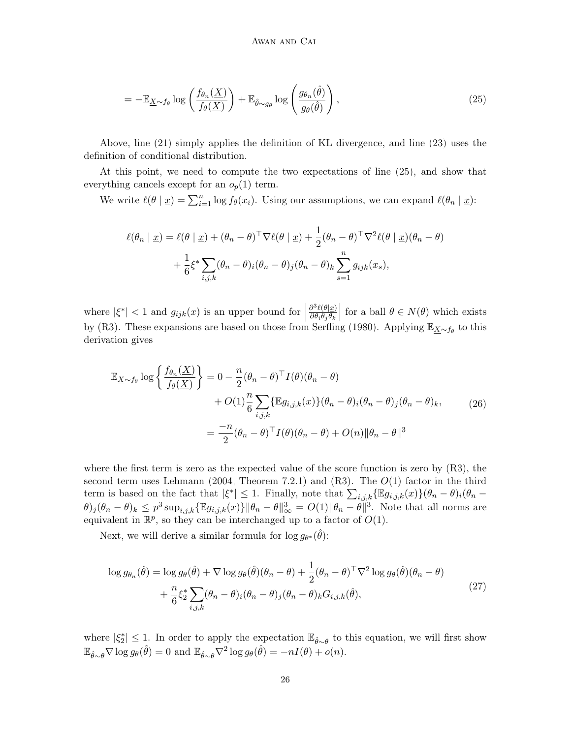$$= -\mathbb{E}_{\underline{X}\sim f_\theta} \log\left(\frac{f_{\theta_n}(\underline{X})}{f_\theta(\underline{X})}\right) + \mathbb{E}_{\hat{\theta}\sim g_\theta} \log\left(\frac{g_{\theta_n}(\hat{\theta})}{g_\theta(\hat{\theta})}\right), \tag{25}$$

Above, line (21) simply applies the definition of KL divergence, and line (23) uses the definition of conditional distribution.

At this point, we need to compute the two expectations of line (25), and show that everything cancels except for an $o_p(1)$ term.

We write $\ell(\theta \mid \underline{x}) = \sum_{i=1}^n \log f_\theta(x_i)$. Using our assumptions, we can expand $\ell(\theta_n \mid \underline{x})$:

$$\begin{aligned}
\ell(\theta_n \mid \underline{x}) &= \ell(\theta \mid \underline{x}) + (\theta_n - \theta)^\top \nabla \ell(\theta \mid \underline{x}) + \frac{1}{2}(\theta_n - \theta)^\top \nabla^2 \ell(\theta \mid \underline{x})(\theta_n - \theta)\\
&\quad + \frac{1}{6}\xi^* \sum_{i,j,k} (\theta_n - \theta)_i (\theta_n - \theta)_j (\theta_n - \theta)_k \sum_{s=1}^n g_{ijk}(x_s),
\end{aligned}$$

where $|\xi^*| < 1$ and $g_{ijk}(x)$ is an upper bound for $\left|\frac{\partial^3 \ell(\theta|\underline{x})}{\partial\theta_i\theta_j\theta_k}\right|$ for a ball $\theta \in N(\theta)$ which exists by (R3). These expansions are based on those from Serfling (1980). Applying $\mathbb{E}_{\underline{X}\sim f_\theta}$ to this derivation gives

$$\begin{aligned}
\mathbb{E}_{\underline{X}\sim f_\theta} \log\left\{\frac{f_{\theta_n}(\underline{X})}{f_\theta(\underline{X})}\right\} &= 0 - \frac{n}{2}(\theta_n - \theta)^\top I(\theta)(\theta_n - \theta)\\
&\quad + O(1)\frac{n}{6}\sum_{i,j,k} \{\mathbb{E} g_{i,j,k}(x)\}(\theta_n - \theta)_i(\theta_n - \theta)_j(\theta_n - \theta)_k, \qquad (26)\\
&= \frac{-n}{2}(\theta_n - \theta)^\top I(\theta)(\theta_n - \theta) + O(n)\|\theta_n - \theta\|^3
\end{aligned}$$

where the first term is zero as the expected value of the score function is zero by (R3), the second term uses Lehmann (2004, Theorem 7.2.1) and (R3). The $O(1)$ factor in the third term is based on the fact that $|\xi^*| \leq 1$. Finally, note that $\sum_{i,j,k}\{\mathbb{E} g_{i,j,k}(x)\}(\theta_n - \theta)_i(\theta_n - \theta)_j(\theta_n - \theta)_k \leq p^3 \sup_{i,j,k}\{\mathbb{E} g_{i,j,k}(x)\}\|\theta_n - \theta\|_\infty^3 = O(1)\|\theta_n - \theta\|^3$. Note that all norms are equivalent in $\mathbb{R}^p$, so they can be interchanged up to a factor of $O(1)$.

Next, we will derive a similar formula for $\log g_{\theta^*}(\hat{\theta})$:

$$\begin{aligned}
\log g_{\theta_n}(\hat{\theta}) &= \log g_\theta(\hat{\theta}) + \nabla \log g_\theta(\hat{\theta})(\theta_n - \theta) + \frac{1}{2}(\theta_n - \theta)^\top \nabla^2 \log g_\theta(\hat{\theta})(\theta_n - \theta)\\
&\quad + \frac{n}{6}\xi_2^* \sum_{i,j,k}(\theta_n - \theta)_i(\theta_n - \theta)_j(\theta_n - \theta)_k G_{i,j,k}(\hat{\theta}),
\end{aligned} \tag{27}$$

where $|\xi_2^*| \leq 1$. In order to apply the expectation $\mathbb{E}_{\hat{\theta}\sim\theta}$ to this equation, we will first show $\mathbb{E}_{\hat{\theta}\sim\theta}\nabla \log g_\theta(\hat{\theta}) = 0$ and $\mathbb{E}_{\hat{\theta}\sim\theta}\nabla^2 \log g_\theta(\hat{\theta}) = -nI(\theta) + o(n)$.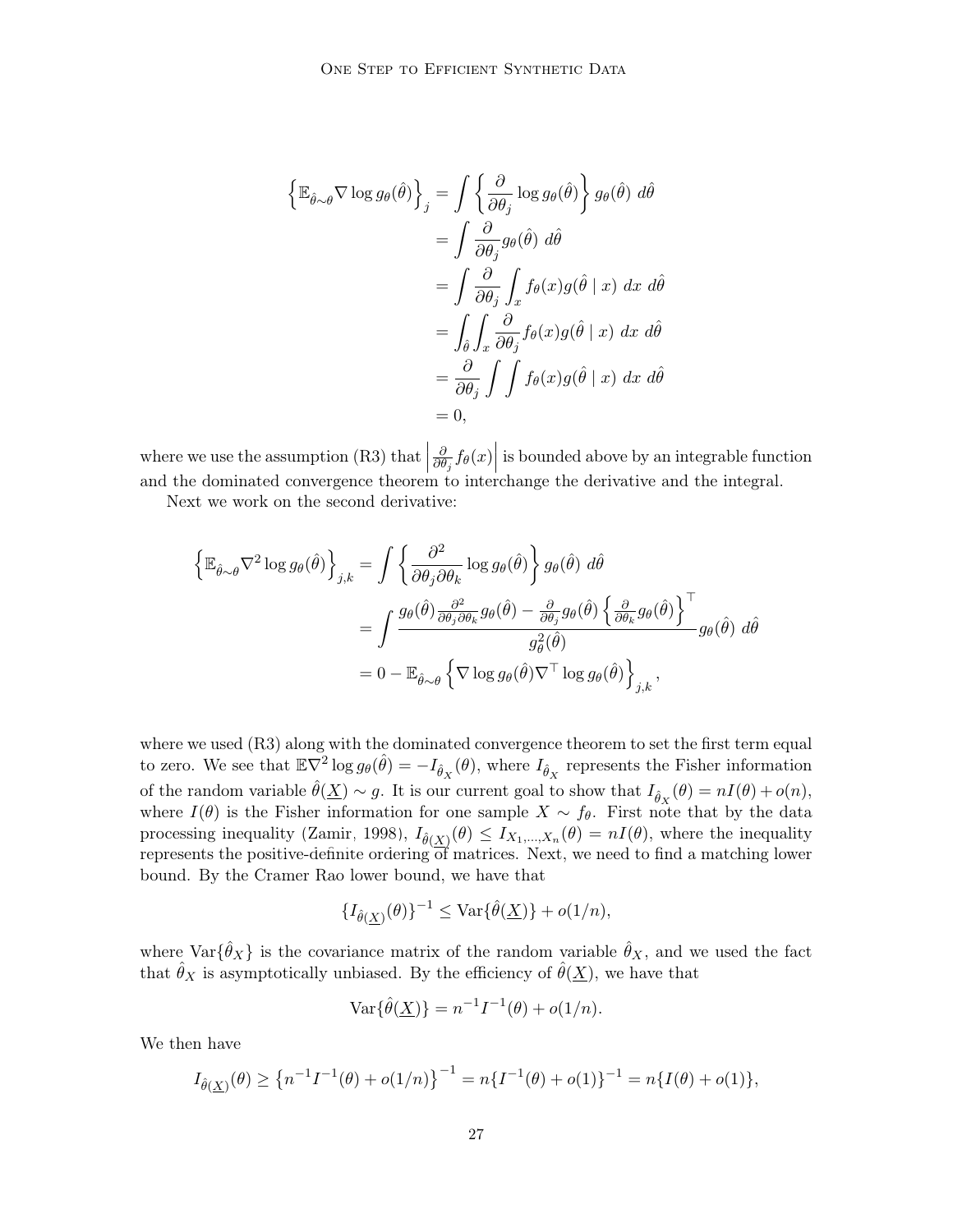$$
\begin{aligned}
\left\{\mathbb{E}_{\hat{\theta}\sim\theta}\nabla \log g_\theta(\hat{\theta})\right\}_j &= \int \left\{\frac{\partial}{\partial\theta_j}\log g_\theta(\hat{\theta})\right\} g_\theta(\hat{\theta})\ d\hat{\theta}\\
&= \int \frac{\partial}{\partial\theta_j} g_\theta(\hat{\theta})\ d\hat{\theta}\\
&= \int \frac{\partial}{\partial\theta_j}\int_x f_\theta(x) g(\hat{\theta}\mid x)\ dx\ d\hat{\theta}\\
&= \int_{\hat{\theta}}\int_x \frac{\partial}{\partial\theta_j} f_\theta(x) g(\hat{\theta}\mid x)\ dx\ d\hat{\theta}\\
&= \frac{\partial}{\partial\theta_j}\int\int f_\theta(x) g(\hat{\theta}\mid x)\ dx\ d\hat{\theta}\\
&= 0,
\end{aligned}
$$

where we use the assumption (R3) that $\left|\frac{\partial}{\partial\theta_j} f_\theta(x)\right|$ is bounded above by an integrable function and the dominated convergence theorem to interchange the derivative and the integral.

Next we work on the second derivative:

$$
\begin{aligned}
\left\{\mathbb{E}_{\hat{\theta}\sim\theta}\nabla^2 \log g_\theta(\hat{\theta})\right\}_{j,k} &= \int \left\{\frac{\partial^2}{\partial\theta_j\partial\theta_k}\log g_\theta(\hat{\theta})\right\} g_\theta(\hat{\theta})\ d\hat{\theta}\\
&= \int \frac{g_\theta(\hat{\theta})\frac{\partial^2}{\partial\theta_j\partial\theta_k} g_\theta(\hat{\theta}) - \frac{\partial}{\partial\theta_j} g_\theta(\hat{\theta})\left\{\frac{\partial}{\partial\theta_k} g_\theta(\hat{\theta})\right\}^\top}{g^2_\theta(\hat{\theta})} g_\theta(\hat{\theta})\ d\hat{\theta}\\
&= 0 - \mathbb{E}_{\hat{\theta}\sim\theta}\left\{\nabla \log g_\theta(\hat{\theta})\nabla^\top \log g_\theta(\hat{\theta})\right\}_{j,k},
\end{aligned}
$$

where we used (R3) along with the dominated convergence theorem to set the first term equal to zero. We see that $\mathbb{E}\nabla^2 \log g_\theta(\hat{\theta}) = -I_{\hat{\theta}_X}(\theta)$, where $I_{\hat{\theta}_X}$ represents the Fisher information of the random variable $\hat{\theta}(\underline{X}) \sim g$. It is our current goal to show that $I_{\hat{\theta}_X}(\theta) = nI(\theta) + o(n)$, where $I(\theta)$ is the Fisher information for one sample $X \sim f_\theta$. First note that by the data processing inequality (Zamir, 1998), $I_{\hat{\theta}(\underline{X})}(\theta) \leq I_{X_1,\ldots,X_n}(\theta) = nI(\theta)$, where the inequality represents the positive-definite ordering of matrices. Next, we need to find a matching lower bound. By the Cramer Rao lower bound, we have that

$$
\{I_{\hat{\theta}(\underline{X})}(\theta)\}^{-1} \leq \mathrm{Var}\{\hat{\theta}(\underline{X})\} + o(1/n),
$$

where $\mathrm{Var}\{\hat{\theta}_X\}$ is the covariance matrix of the random variable $\hat{\theta}_X$, and we used the fact that $\hat{\theta}_X$ is asymptotically unbiased. By the efficiency of $\hat{\theta}(\underline{X})$, we have that

$$
\mathrm{Var}\{\hat{\theta}(\underline{X})\} = n^{-1}I^{-1}(\theta) + o(1/n).
$$

We then have

$$
I_{\hat{\theta}(\underline{X})}(\theta) \geq \left\{n^{-1}I^{-1}(\theta) + o(1/n)\right\}^{-1} = n\{I^{-1}(\theta) + o(1)\}^{-1} = n\{I(\theta) + o(1)\},
$$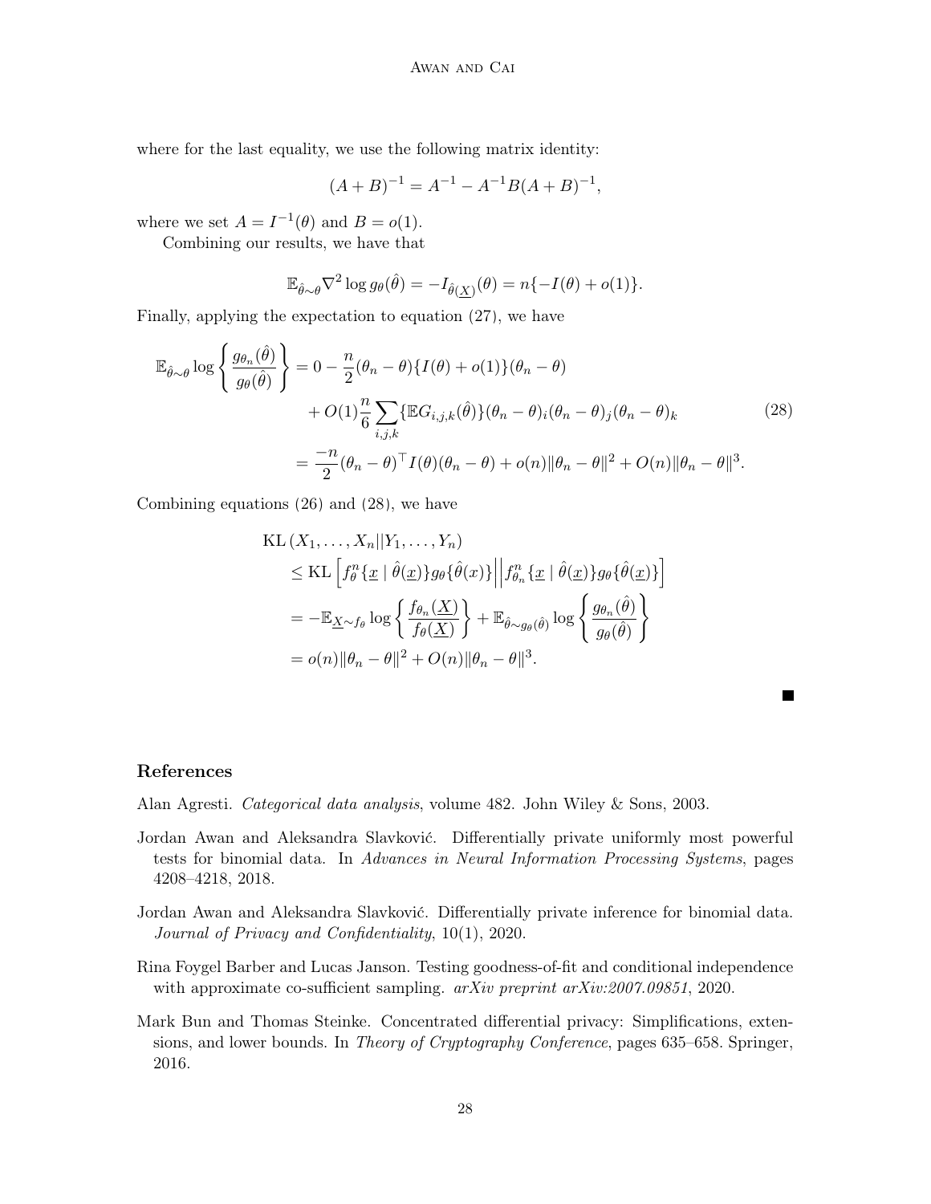where for the last equality, we use the following matrix identity:

$$(A+B)^{-1} = A^{-1} - A^{-1}B(A+B)^{-1},$$

where we set $A = I^{-1}(\theta)$ and $B = o(1)$.

Combining our results, we have that

$$\mathbb{E}_{\hat{\theta}\sim\theta}\nabla^2 \log g_\theta(\hat{\theta}) = -I_{\hat{\theta}(\underline{X})}(\theta) = n\{-I(\theta) + o(1)\}.$$

Finally, applying the expectation to equation (27), we have

$$\begin{aligned}
\mathbb{E}_{\hat{\theta}\sim\theta} \log\left\{\frac{g_{\theta_n}(\hat{\theta})}{g_\theta(\hat{\theta})}\right\} &= 0 - \frac{n}{2}(\theta_n - \theta)\{I(\theta) + o(1)\}(\theta_n - \theta) \\
&\quad + O(1)\frac{n}{6}\sum_{i,j,k}\{\mathbb{E}G_{i,j,k}(\hat{\theta})\}(\theta_n - \theta)_i(\theta_n - \theta)_j(\theta_n - \theta)_k \\
&= \frac{-n}{2}(\theta_n - \theta)^\top I(\theta)(\theta_n - \theta) + o(n)\|\theta_n - \theta\|^2 + O(n)\|\theta_n - \theta\|^3.
\end{aligned} \tag{28}$$

Combining equations (26) and (28), we have

$$\begin{aligned}
&\mathrm{KL}\left(X_1, \ldots, X_n || Y_1, \ldots, Y_n\right) \\
&\leq \mathrm{KL}\left[f_\theta^n\{\underline{x} \mid \hat{\theta}(\underline{x})\}g_\theta\{\hat{\theta}(x)\}\middle|\middle| f_{\theta_n}^n\{\underline{x} \mid \hat{\theta}(\underline{x})\}g_\theta\{\hat{\theta}(\underline{x})\}\right] \\
&= -\mathbb{E}_{\underline{X}\sim f_\theta}\log\left\{\frac{f_{\theta_n}(\underline{X})}{f_\theta(\underline{X})}\right\} + \mathbb{E}_{\hat{\theta}\sim g_\theta(\hat{\theta})}\log\left\{\frac{g_{\theta_n}(\hat{\theta})}{g_\theta(\hat{\theta})}\right\} \\
&= o(n)\|\theta_n - \theta\|^2 + O(n)\|\theta_n - \theta\|^3.
\end{aligned}$$

■

## References

Alan Agresti. *Categorical data analysis*, volume 482. John Wiley & Sons, 2003.

Jordan Awan and Aleksandra Slavković. Differentially private uniformly most powerful tests for binomial data. In *Advances in Neural Information Processing Systems*, pages 4208–4218, 2018.

Jordan Awan and Aleksandra Slavković. Differentially private inference for binomial data. *Journal of Privacy and Confidentiality*, 10(1), 2020.

Rina Foygel Barber and Lucas Janson. Testing goodness-of-fit and conditional independence with approximate co-sufficient sampling. *arXiv preprint arXiv:2007.09851*, 2020.

Mark Bun and Thomas Steinke. Concentrated differential privacy: Simplifications, extensions, and lower bounds. In *Theory of Cryptography Conference*, pages 635–658. Springer, 2016.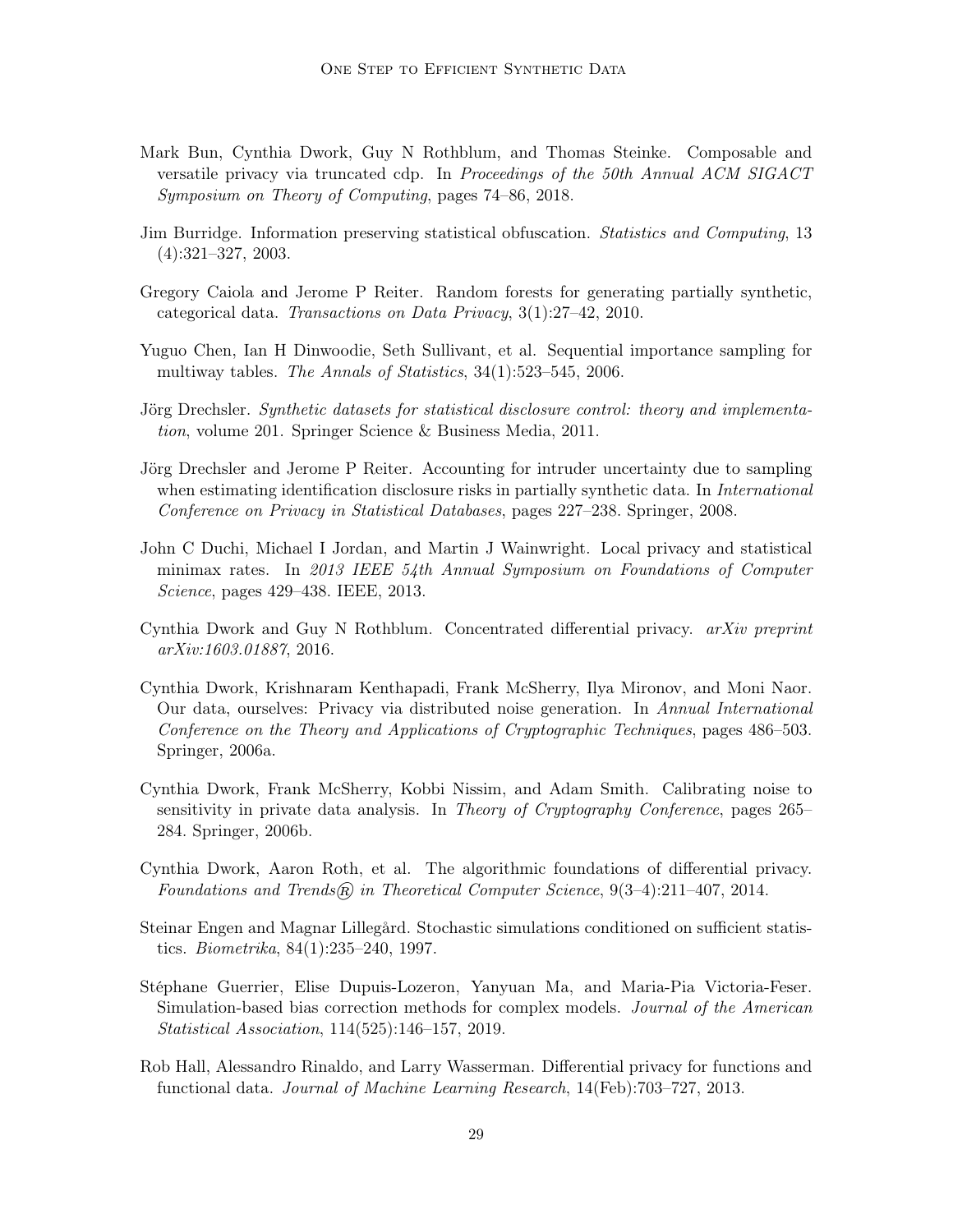Mark Bun, Cynthia Dwork, Guy N Rothblum, and Thomas Steinke. Composable and versatile privacy via truncated cdp. In *Proceedings of the 50th Annual ACM SIGACT Symposium on Theory of Computing*, pages 74–86, 2018.

Jim Burridge. Information preserving statistical obfuscation. *Statistics and Computing*, 13 (4):321–327, 2003.

Gregory Caiola and Jerome P Reiter. Random forests for generating partially synthetic, categorical data. *Transactions on Data Privacy*, 3(1):27–42, 2010.

Yuguo Chen, Ian H Dinwoodie, Seth Sullivant, et al. Sequential importance sampling for multiway tables. *The Annals of Statistics*, 34(1):523–545, 2006.

Jörg Drechsler. *Synthetic datasets for statistical disclosure control: theory and implementation*, volume 201. Springer Science & Business Media, 2011.

Jörg Drechsler and Jerome P Reiter. Accounting for intruder uncertainty due to sampling when estimating identification disclosure risks in partially synthetic data. In *International Conference on Privacy in Statistical Databases*, pages 227–238. Springer, 2008.

John C Duchi, Michael I Jordan, and Martin J Wainwright. Local privacy and statistical minimax rates. In *2013 IEEE 54th Annual Symposium on Foundations of Computer Science*, pages 429–438. IEEE, 2013.

Cynthia Dwork and Guy N Rothblum. Concentrated differential privacy. *arXiv preprint arXiv:1603.01887*, 2016.

Cynthia Dwork, Krishnaram Kenthapadi, Frank McSherry, Ilya Mironov, and Moni Naor. Our data, ourselves: Privacy via distributed noise generation. In *Annual International Conference on the Theory and Applications of Cryptographic Techniques*, pages 486–503. Springer, 2006a.

Cynthia Dwork, Frank McSherry, Kobbi Nissim, and Adam Smith. Calibrating noise to sensitivity in private data analysis. In *Theory of Cryptography Conference*, pages 265–284. Springer, 2006b.

Cynthia Dwork, Aaron Roth, et al. The algorithmic foundations of differential privacy. *Foundations and Trends® in Theoretical Computer Science*, 9(3–4):211–407, 2014.

Steinar Engen and Magnar Lillegård. Stochastic simulations conditioned on sufficient statistics. *Biometrika*, 84(1):235–240, 1997.

Stéphane Guerrier, Elise Dupuis-Lozeron, Yanyuan Ma, and Maria-Pia Victoria-Feser. Simulation-based bias correction methods for complex models. *Journal of the American Statistical Association*, 114(525):146–157, 2019.

Rob Hall, Alessandro Rinaldo, and Larry Wasserman. Differential privacy for functions and functional data. *Journal of Machine Learning Research*, 14(Feb):703–727, 2013.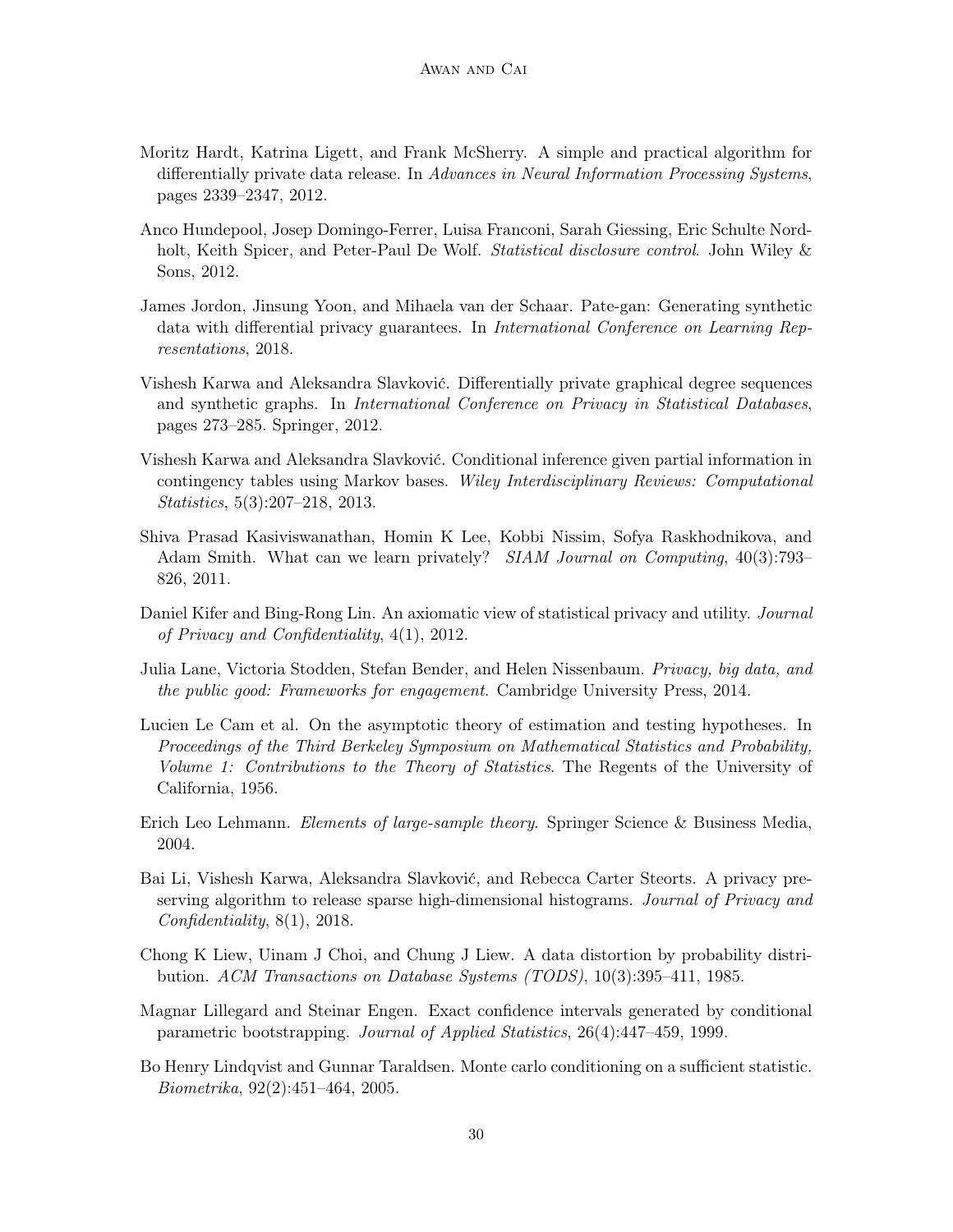Moritz Hardt, Katrina Ligett, and Frank McSherry. A simple and practical algorithm for differentially private data release. In *Advances in Neural Information Processing Systems*, pages 2339–2347, 2012.

Anco Hundepool, Josep Domingo-Ferrer, Luisa Franconi, Sarah Giessing, Eric Schulte Nordholt, Keith Spicer, and Peter-Paul De Wolf. *Statistical disclosure control*. John Wiley & Sons, 2012.

James Jordon, Jinsung Yoon, and Mihaela van der Schaar. Pate-gan: Generating synthetic data with differential privacy guarantees. In *International Conference on Learning Representations*, 2018.

Vishesh Karwa and Aleksandra Slavković. Differentially private graphical degree sequences and synthetic graphs. In *International Conference on Privacy in Statistical Databases*, pages 273–285. Springer, 2012.

Vishesh Karwa and Aleksandra Slavković. Conditional inference given partial information in contingency tables using Markov bases. *Wiley Interdisciplinary Reviews: Computational Statistics*, 5(3):207–218, 2013.

Shiva Prasad Kasiviswanathan, Homin K Lee, Kobbi Nissim, Sofya Raskhodnikova, and Adam Smith. What can we learn privately? *SIAM Journal on Computing*, 40(3):793–826, 2011.

Daniel Kifer and Bing-Rong Lin. An axiomatic view of statistical privacy and utility. *Journal of Privacy and Confidentiality*, 4(1), 2012.

Julia Lane, Victoria Stodden, Stefan Bender, and Helen Nissenbaum. *Privacy, big data, and the public good: Frameworks for engagement*. Cambridge University Press, 2014.

Lucien Le Cam et al. On the asymptotic theory of estimation and testing hypotheses. In *Proceedings of the Third Berkeley Symposium on Mathematical Statistics and Probability, Volume 1: Contributions to the Theory of Statistics*. The Regents of the University of California, 1956.

Erich Leo Lehmann. *Elements of large-sample theory*. Springer Science & Business Media, 2004.

Bai Li, Vishesh Karwa, Aleksandra Slavković, and Rebecca Carter Steorts. A privacy preserving algorithm to release sparse high-dimensional histograms. *Journal of Privacy and Confidentiality*, 8(1), 2018.

Chong K Liew, Uinam J Choi, and Chung J Liew. A data distortion by probability distribution. *ACM Transactions on Database Systems (TODS)*, 10(3):395–411, 1985.

Magnar Lillegard and Steinar Engen. Exact confidence intervals generated by conditional parametric bootstrapping. *Journal of Applied Statistics*, 26(4):447–459, 1999.

Bo Henry Lindqvist and Gunnar Taraldsen. Monte carlo conditioning on a sufficient statistic. *Biometrika*, 92(2):451–464, 2005.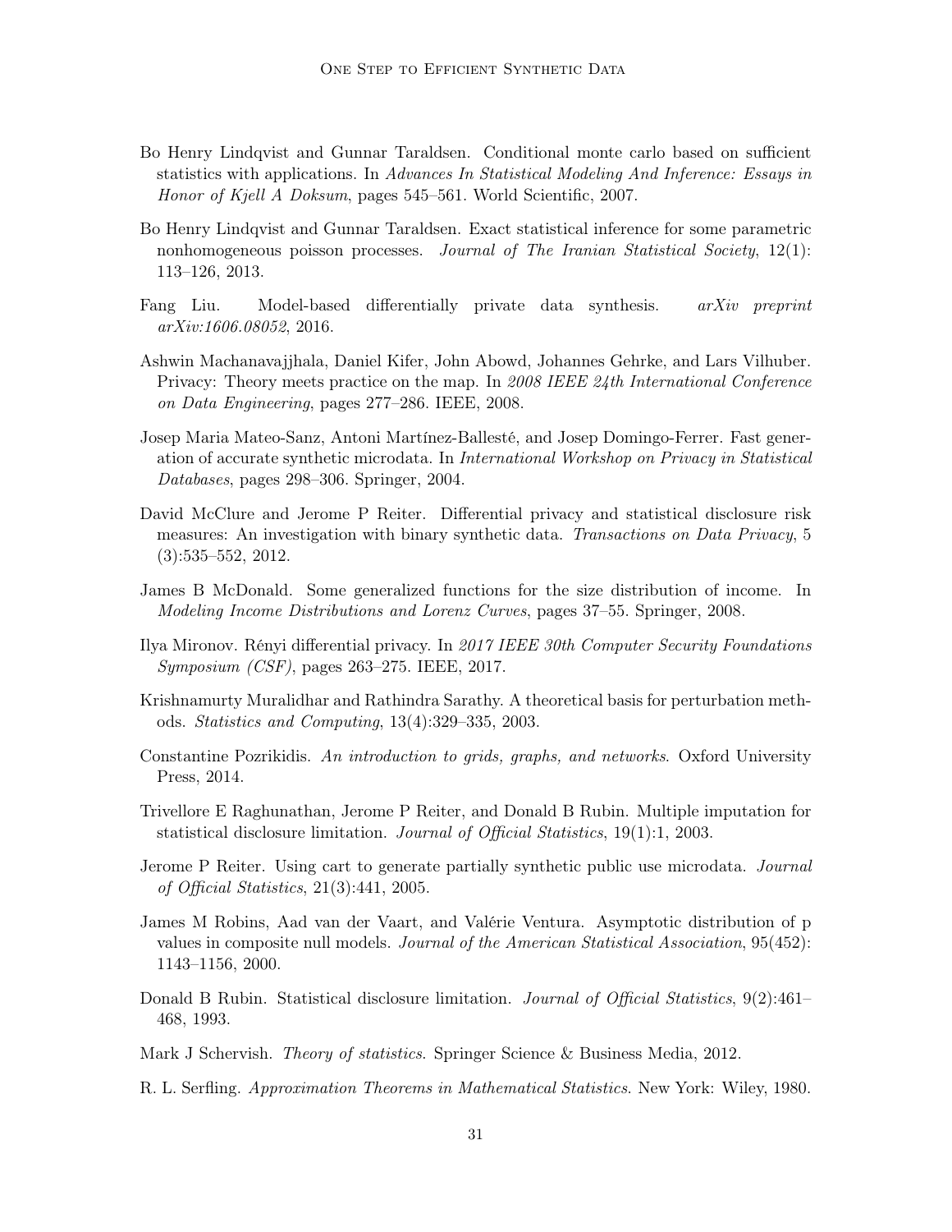Bo Henry Lindqvist and Gunnar Taraldsen. Conditional monte carlo based on sufficient statistics with applications. In *Advances In Statistical Modeling And Inference: Essays in Honor of Kjell A Doksum*, pages 545–561. World Scientific, 2007.

Bo Henry Lindqvist and Gunnar Taraldsen. Exact statistical inference for some parametric nonhomogeneous poisson processes. *Journal of The Iranian Statistical Society*, 12(1): 113–126, 2013.

Fang Liu. Model-based differentially private data synthesis. *arXiv preprint arXiv:1606.08052*, 2016.

Ashwin Machanavajjhala, Daniel Kifer, John Abowd, Johannes Gehrke, and Lars Vilhuber. Privacy: Theory meets practice on the map. In *2008 IEEE 24th International Conference on Data Engineering*, pages 277–286. IEEE, 2008.

Josep Maria Mateo-Sanz, Antoni Martínez-Ballesté, and Josep Domingo-Ferrer. Fast generation of accurate synthetic microdata. In *International Workshop on Privacy in Statistical Databases*, pages 298–306. Springer, 2004.

David McClure and Jerome P Reiter. Differential privacy and statistical disclosure risk measures: An investigation with binary synthetic data. *Transactions on Data Privacy*, 5 (3):535–552, 2012.

James B McDonald. Some generalized functions for the size distribution of income. In *Modeling Income Distributions and Lorenz Curves*, pages 37–55. Springer, 2008.

Ilya Mironov. Rényi differential privacy. In *2017 IEEE 30th Computer Security Foundations Symposium (CSF)*, pages 263–275. IEEE, 2017.

Krishnamurty Muralidhar and Rathindra Sarathy. A theoretical basis for perturbation methods. *Statistics and Computing*, 13(4):329–335, 2003.

Constantine Pozrikidis. *An introduction to grids, graphs, and networks*. Oxford University Press, 2014.

Trivellore E Raghunathan, Jerome P Reiter, and Donald B Rubin. Multiple imputation for statistical disclosure limitation. *Journal of Official Statistics*, 19(1):1, 2003.

Jerome P Reiter. Using cart to generate partially synthetic public use microdata. *Journal of Official Statistics*, 21(3):441, 2005.

James M Robins, Aad van der Vaart, and Valérie Ventura. Asymptotic distribution of p values in composite null models. *Journal of the American Statistical Association*, 95(452): 1143–1156, 2000.

Donald B Rubin. Statistical disclosure limitation. *Journal of Official Statistics*, 9(2):461–468, 1993.

Mark J Schervish. *Theory of statistics*. Springer Science & Business Media, 2012.

R. L. Serfling. *Approximation Theorems in Mathematical Statistics.* New York: Wiley, 1980.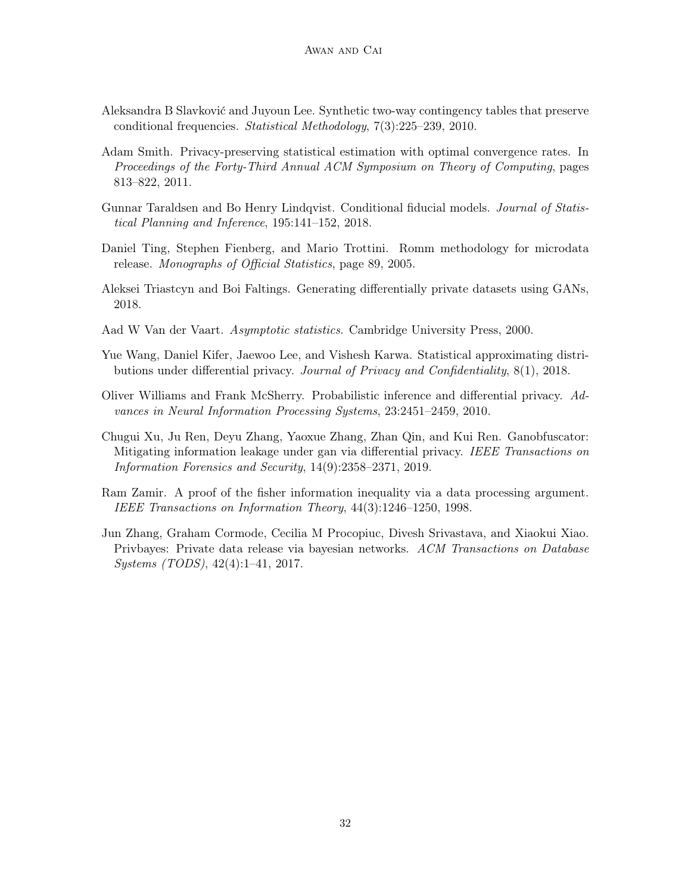Aleksandra B Slavković and Juyoun Lee. Synthetic two-way contingency tables that preserve conditional frequencies. *Statistical Methodology*, 7(3):225–239, 2010.

Adam Smith. Privacy-preserving statistical estimation with optimal convergence rates. In *Proceedings of the Forty-Third Annual ACM Symposium on Theory of Computing*, pages 813–822, 2011.

Gunnar Taraldsen and Bo Henry Lindqvist. Conditional fiducial models. *Journal of Statistical Planning and Inference*, 195:141–152, 2018.

Daniel Ting, Stephen Fienberg, and Mario Trottini. Romm methodology for microdata release. *Monographs of Official Statistics*, page 89, 2005.

Aleksei Triastcyn and Boi Faltings. Generating differentially private datasets using GANs, 2018.

Aad W Van der Vaart. *Asymptotic statistics*. Cambridge University Press, 2000.

Yue Wang, Daniel Kifer, Jaewoo Lee, and Vishesh Karwa. Statistical approximating distributions under differential privacy. *Journal of Privacy and Confidentiality*, 8(1), 2018.

Oliver Williams and Frank McSherry. Probabilistic inference and differential privacy. *Advances in Neural Information Processing Systems*, 23:2451–2459, 2010.

Chugui Xu, Ju Ren, Deyu Zhang, Yaoxue Zhang, Zhan Qin, and Kui Ren. Ganobfuscator: Mitigating information leakage under gan via differential privacy. *IEEE Transactions on Information Forensics and Security*, 14(9):2358–2371, 2019.

Ram Zamir. A proof of the fisher information inequality via a data processing argument. *IEEE Transactions on Information Theory*, 44(3):1246–1250, 1998.

Jun Zhang, Graham Cormode, Cecilia M Procopiuc, Divesh Srivastava, and Xiaokui Xiao. Privbayes: Private data release via bayesian networks. *ACM Transactions on Database Systems (TODS)*, 42(4):1–41, 2017.